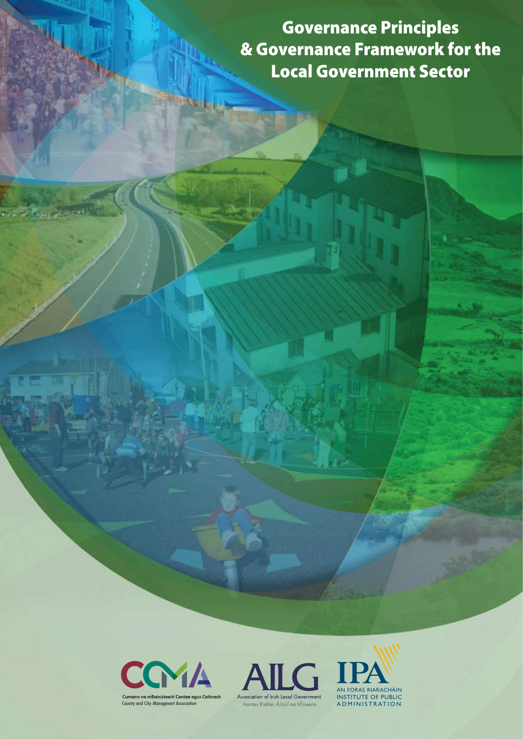# Governance Principles & Governance Framework for the Local Government Sector

CCMA

Cumann na mBainisteoirí Contae agus Cathrach
County and City Managment Association

AILG

Association of Irish Local Government
Aontas Rialtas Áitiúil na hÉireann

IPA

AN FORAS RIARACHÁIN
INSTITUTE OF PUBLIC ADMINISTRATION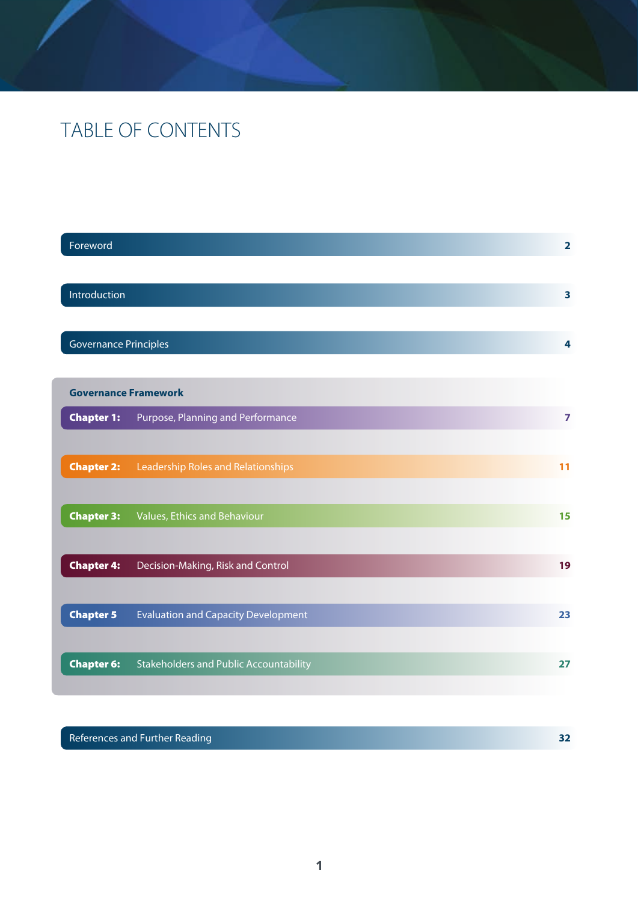# TABLE OF CONTENTS

| | | |
|---|---|---|
| Foreword | | 2 |
| Introduction | | 3 |
| Governance Principles | | 4 |
| **Governance Framework** | | |
| **Chapter 1:** | Purpose, Planning and Performance | 7 |
| **Chapter 2:** | Leadership Roles and Relationships | 11 |
| **Chapter 3:** | Values, Ethics and Behaviour | 15 |
| **Chapter 4:** | Decision-Making, Risk and Control | 19 |
| **Chapter 5** | Evaluation and Capacity Development | 23 |
| **Chapter 6:** | Stakeholders and Public Accountability | 27 |
| References and Further Reading | | 32 |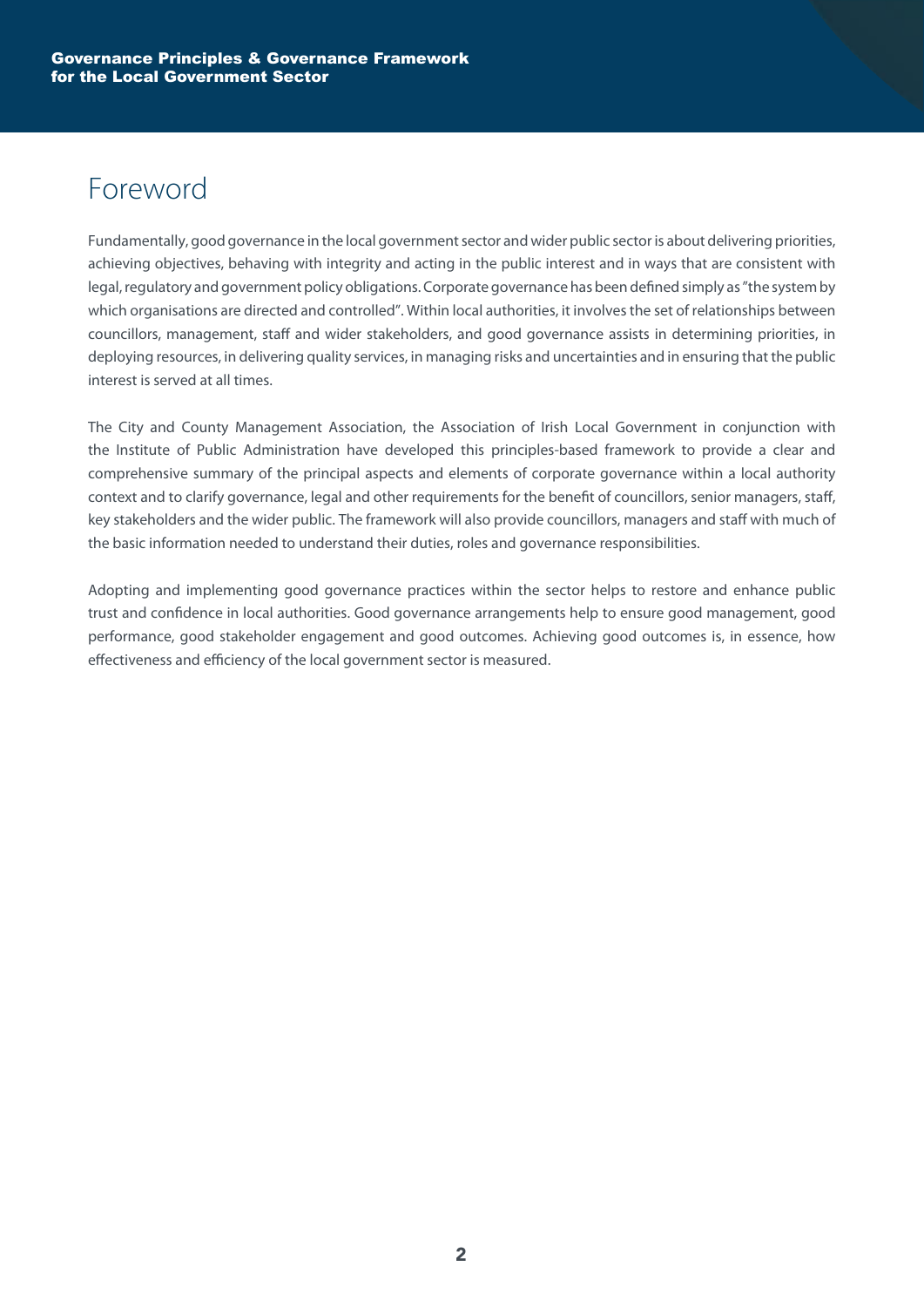# Foreword

Fundamentally, good governance in the local government sector and wider public sector is about delivering priorities, achieving objectives, behaving with integrity and acting in the public interest and in ways that are consistent with legal, regulatory and government policy obligations. Corporate governance has been defined simply as "the system by which organisations are directed and controlled". Within local authorities, it involves the set of relationships between councillors, management, staff and wider stakeholders, and good governance assists in determining priorities, in deploying resources, in delivering quality services, in managing risks and uncertainties and in ensuring that the public interest is served at all times.

The City and County Management Association, the Association of Irish Local Government in conjunction with the Institute of Public Administration have developed this principles-based framework to provide a clear and comprehensive summary of the principal aspects and elements of corporate governance within a local authority context and to clarify governance, legal and other requirements for the benefit of councillors, senior managers, staff, key stakeholders and the wider public. The framework will also provide councillors, managers and staff with much of the basic information needed to understand their duties, roles and governance responsibilities.

Adopting and implementing good governance practices within the sector helps to restore and enhance public trust and confidence in local authorities. Good governance arrangements help to ensure good management, good performance, good stakeholder engagement and good outcomes. Achieving good outcomes is, in essence, how effectiveness and efficiency of the local government sector is measured.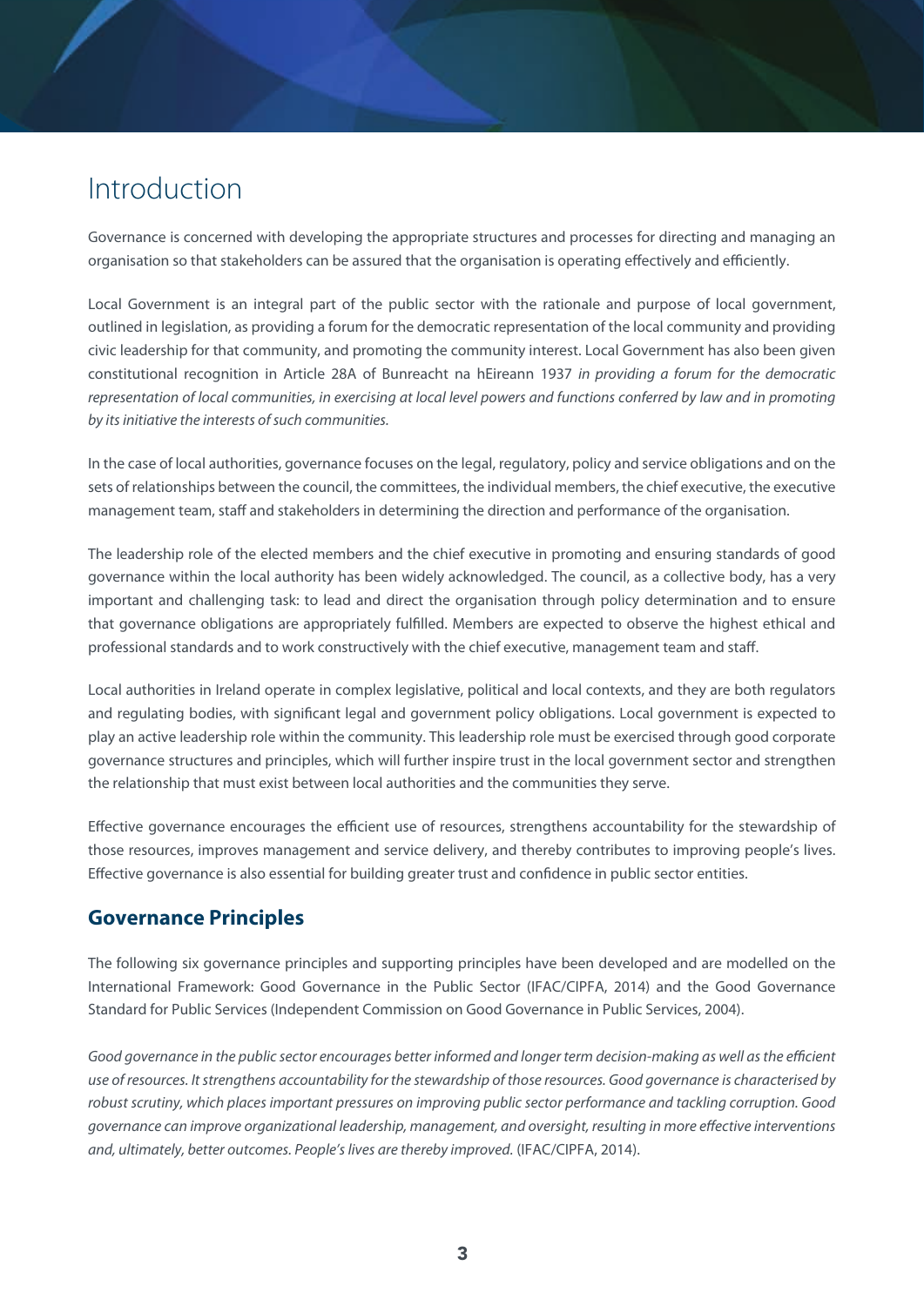# Introduction

Governance is concerned with developing the appropriate structures and processes for directing and managing an organisation so that stakeholders can be assured that the organisation is operating effectively and efficiently.

Local Government is an integral part of the public sector with the rationale and purpose of local government, outlined in legislation, as providing a forum for the democratic representation of the local community and providing civic leadership for that community, and promoting the community interest. Local Government has also been given constitutional recognition in Article 28A of Bunreacht na hEireann 1937 *in providing a forum for the democratic representation of local communities, in exercising at local level powers and functions conferred by law and in promoting by its initiative the interests of such communities.*

In the case of local authorities, governance focuses on the legal, regulatory, policy and service obligations and on the sets of relationships between the council, the committees, the individual members, the chief executive, the executive management team, staff and stakeholders in determining the direction and performance of the organisation.

The leadership role of the elected members and the chief executive in promoting and ensuring standards of good governance within the local authority has been widely acknowledged. The council, as a collective body, has a very important and challenging task: to lead and direct the organisation through policy determination and to ensure that governance obligations are appropriately fulfilled. Members are expected to observe the highest ethical and professional standards and to work constructively with the chief executive, management team and staff.

Local authorities in Ireland operate in complex legislative, political and local contexts, and they are both regulators and regulating bodies, with significant legal and government policy obligations. Local government is expected to play an active leadership role within the community. This leadership role must be exercised through good corporate governance structures and principles, which will further inspire trust in the local government sector and strengthen the relationship that must exist between local authorities and the communities they serve.

Effective governance encourages the efficient use of resources, strengthens accountability for the stewardship of those resources, improves management and service delivery, and thereby contributes to improving people's lives. Effective governance is also essential for building greater trust and confidence in public sector entities.

## Governance Principles

The following six governance principles and supporting principles have been developed and are modelled on the International Framework: Good Governance in the Public Sector (IFAC/CIPFA, 2014) and the Good Governance Standard for Public Services (Independent Commission on Good Governance in Public Services, 2004).

*Good governance in the public sector encourages better informed and longer term decision-making as well as the efficient use of resources. It strengthens accountability for the stewardship of those resources. Good governance is characterised by robust scrutiny, which places important pressures on improving public sector performance and tackling corruption. Good governance can improve organizational leadership, management, and oversight, resulting in more effective interventions and, ultimately, better outcomes. People's lives are thereby improved.* (IFAC/CIPFA, 2014).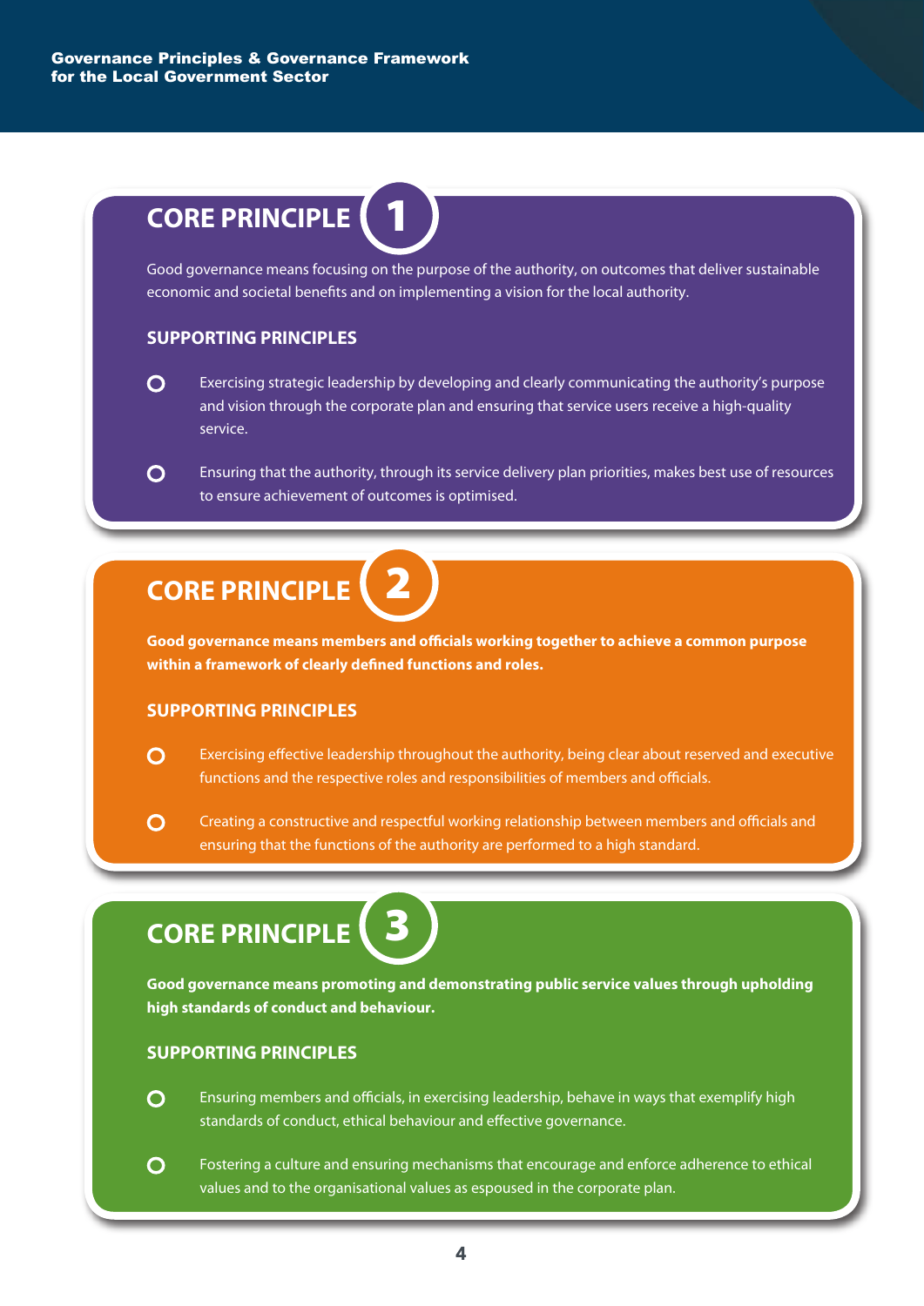## CORE PRINCIPLE 1

Good governance means focusing on the purpose of the authority, on outcomes that deliver sustainable economic and societal benefits and on implementing a vision for the local authority.

### SUPPORTING PRINCIPLES

- Exercising strategic leadership by developing and clearly communicating the authority's purpose and vision through the corporate plan and ensuring that service users receive a high-quality service.
- Ensuring that the authority, through its service delivery plan priorities, makes best use of resources to ensure achievement of outcomes is optimised.

## CORE PRINCIPLE 2

**Good governance means members and officials working together to achieve a common purpose within a framework of clearly defined functions and roles.**

### SUPPORTING PRINCIPLES

- Exercising effective leadership throughout the authority, being clear about reserved and executive functions and the respective roles and responsibilities of members and officials.
- Creating a constructive and respectful working relationship between members and officials and ensuring that the functions of the authority are performed to a high standard.

## CORE PRINCIPLE 3

**Good governance means promoting and demonstrating public service values through upholding high standards of conduct and behaviour.**

### SUPPORTING PRINCIPLES

- Ensuring members and officials, in exercising leadership, behave in ways that exemplify high standards of conduct, ethical behaviour and effective governance.
- Fostering a culture and ensuring mechanisms that encourage and enforce adherence to ethical values and to the organisational values as espoused in the corporate plan.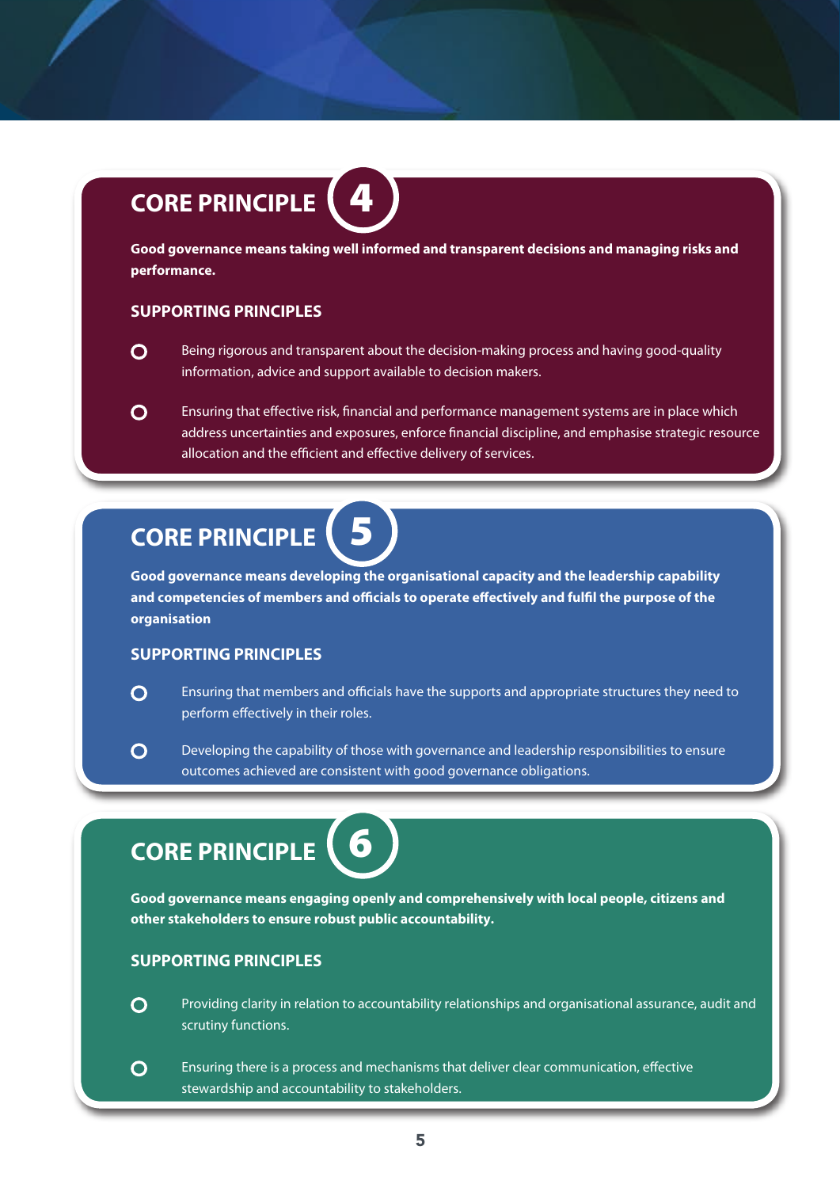## CORE PRINCIPLE 4

**Good governance means taking well informed and transparent decisions and managing risks and performance.**

### SUPPORTING PRINCIPLES

- Being rigorous and transparent about the decision-making process and having good-quality information, advice and support available to decision makers.
- Ensuring that effective risk, financial and performance management systems are in place which address uncertainties and exposures, enforce financial discipline, and emphasise strategic resource allocation and the efficient and effective delivery of services.

## CORE PRINCIPLE 5

**Good governance means developing the organisational capacity and the leadership capability and competencies of members and officials to operate effectively and fulfil the purpose of the organisation**

### SUPPORTING PRINCIPLES

- Ensuring that members and officials have the supports and appropriate structures they need to perform effectively in their roles.
- Developing the capability of those with governance and leadership responsibilities to ensure outcomes achieved are consistent with good governance obligations.

## CORE PRINCIPLE 6

**Good governance means engaging openly and comprehensively with local people, citizens and other stakeholders to ensure robust public accountability.**

### SUPPORTING PRINCIPLES

- Providing clarity in relation to accountability relationships and organisational assurance, audit and scrutiny functions.
- Ensuring there is a process and mechanisms that deliver clear communication, effective stewardship and accountability to stakeholders.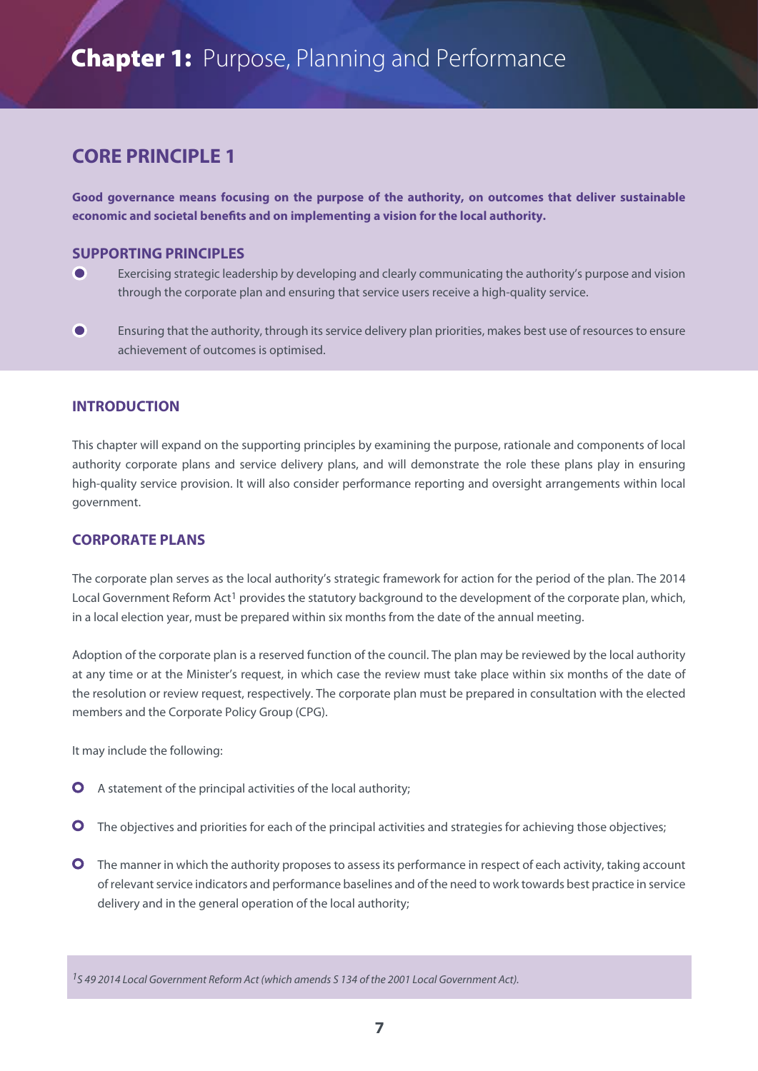# Chapter 1: Purpose, Planning and Performance

## CORE PRINCIPLE 1

**Good governance means focusing on the purpose of the authority, on outcomes that deliver sustainable economic and societal benefits and on implementing a vision for the local authority.**

### SUPPORTING PRINCIPLES

- Exercising strategic leadership by developing and clearly communicating the authority's purpose and vision through the corporate plan and ensuring that service users receive a high-quality service.
- Ensuring that the authority, through its service delivery plan priorities, makes best use of resources to ensure achievement of outcomes is optimised.

### INTRODUCTION

This chapter will expand on the supporting principles by examining the purpose, rationale and components of local authority corporate plans and service delivery plans, and will demonstrate the role these plans play in ensuring high-quality service provision. It will also consider performance reporting and oversight arrangements within local government.

### CORPORATE PLANS

The corporate plan serves as the local authority's strategic framework for action for the period of the plan. The 2014 Local Government Reform Act[1] provides the statutory background to the development of the corporate plan, which, in a local election year, must be prepared within six months from the date of the annual meeting.

Adoption of the corporate plan is a reserved function of the council. The plan may be reviewed by the local authority at any time or at the Minister's request, in which case the review must take place within six months of the date of the resolution or review request, respectively. The corporate plan must be prepared in consultation with the elected members and the Corporate Policy Group (CPG).

It may include the following:

- A statement of the principal activities of the local authority;
- The objectives and priorities for each of the principal activities and strategies for achieving those objectives;
- The manner in which the authority proposes to assess its performance in respect of each activity, taking account of relevant service indicators and performance baselines and of the need to work towards best practice in service delivery and in the general operation of the local authority;

*[1] S 49 2014 Local Government Reform Act (which amends S 134 of the 2001 Local Government Act).*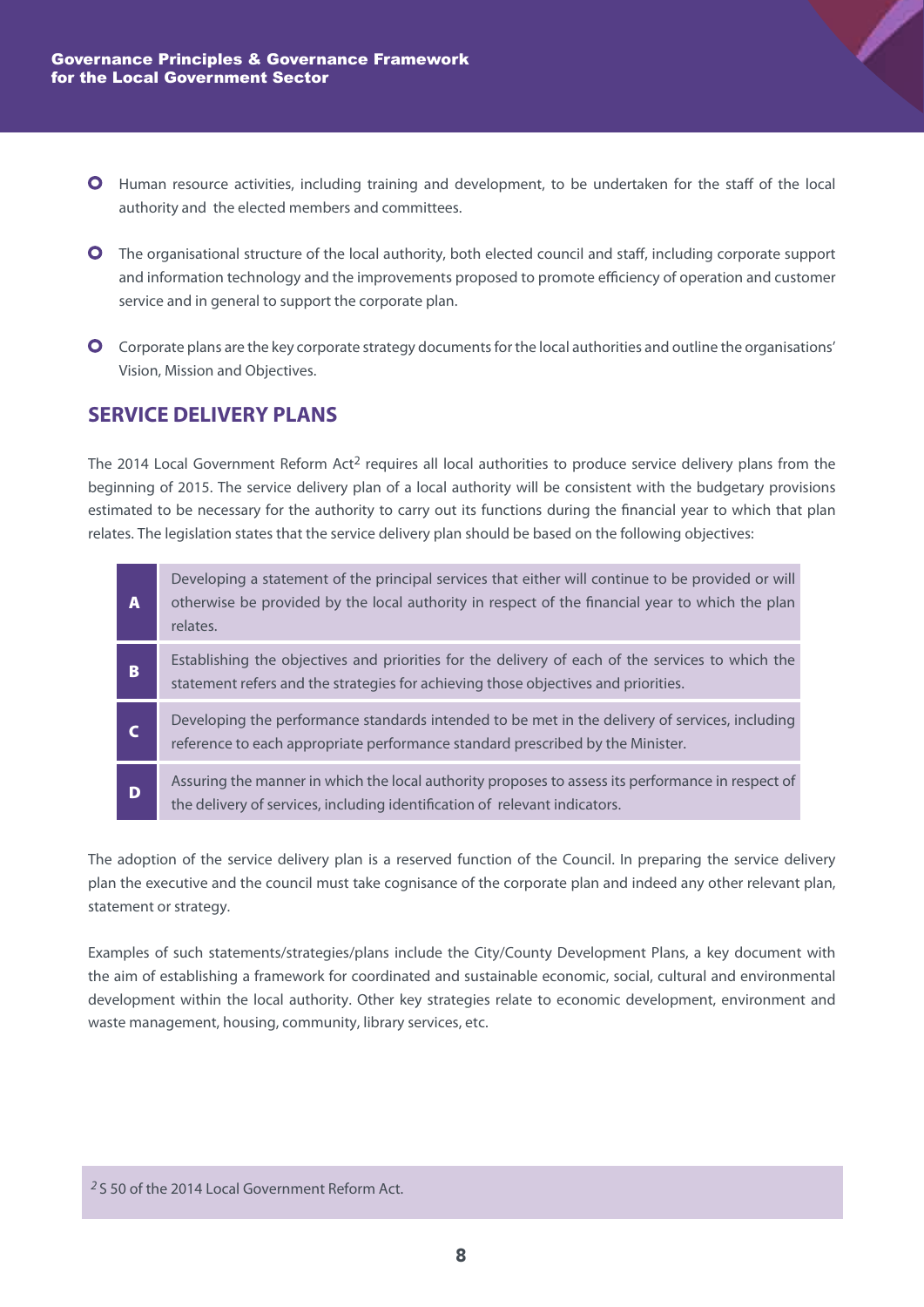- Human resource activities, including training and development, to be undertaken for the staff of the local authority and the elected members and committees.

- The organisational structure of the local authority, both elected council and staff, including corporate support and information technology and the improvements proposed to promote efficiency of operation and customer service and in general to support the corporate plan.

- Corporate plans are the key corporate strategy documents for the local authorities and outline the organisations' Vision, Mission and Objectives.

## SERVICE DELIVERY PLANS

The 2014 Local Government Reform Act[2] requires all local authorities to produce service delivery plans from the beginning of 2015. The service delivery plan of a local authority will be consistent with the budgetary provisions estimated to be necessary for the authority to carry out its functions during the financial year to which that plan relates. The legislation states that the service delivery plan should be based on the following objectives:

| | |
|---|---|
| **A** | Developing a statement of the principal services that either will continue to be provided or will otherwise be provided by the local authority in respect of the financial year to which the plan relates. |
| **B** | Establishing the objectives and priorities for the delivery of each of the services to which the statement refers and the strategies for achieving those objectives and priorities. |
| **C** | Developing the performance standards intended to be met in the delivery of services, including reference to each appropriate performance standard prescribed by the Minister. |
| **D** | Assuring the manner in which the local authority proposes to assess its performance in respect of the delivery of services, including identification of relevant indicators. |

The adoption of the service delivery plan is a reserved function of the Council. In preparing the service delivery plan the executive and the council must take cognisance of the corporate plan and indeed any other relevant plan, statement or strategy.

Examples of such statements/strategies/plans include the City/County Development Plans, a key document with the aim of establishing a framework for coordinated and sustainable economic, social, cultural and environmental development within the local authority. Other key strategies relate to economic development, environment and waste management, housing, community, library services, etc.

[2] S 50 of the 2014 Local Government Reform Act.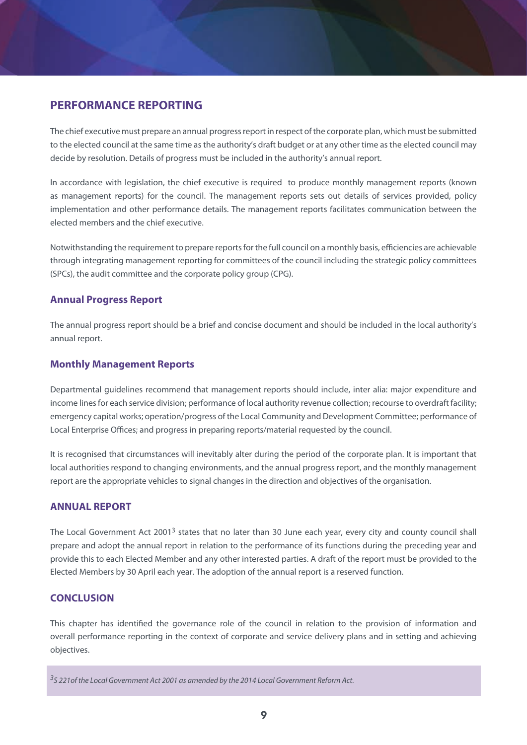## PERFORMANCE REPORTING

The chief executive must prepare an annual progress report in respect of the corporate plan, which must be submitted to the elected council at the same time as the authority's draft budget or at any other time as the elected council may decide by resolution. Details of progress must be included in the authority's annual report.

In accordance with legislation, the chief executive is required to produce monthly management reports (known as management reports) for the council. The management reports sets out details of services provided, policy implementation and other performance details. The management reports facilitates communication between the elected members and the chief executive.

Notwithstanding the requirement to prepare reports for the full council on a monthly basis, efficiencies are achievable through integrating management reporting for committees of the council including the strategic policy committees (SPCs), the audit committee and the corporate policy group (CPG).

### Annual Progress Report

The annual progress report should be a brief and concise document and should be included in the local authority's annual report.

### Monthly Management Reports

Departmental guidelines recommend that management reports should include, inter alia: major expenditure and income lines for each service division; performance of local authority revenue collection; recourse to overdraft facility; emergency capital works; operation/progress of the Local Community and Development Committee; performance of Local Enterprise Offices; and progress in preparing reports/material requested by the council.

It is recognised that circumstances will inevitably alter during the period of the corporate plan. It is important that local authorities respond to changing environments, and the annual progress report, and the monthly management report are the appropriate vehicles to signal changes in the direction and objectives of the organisation.

## ANNUAL REPORT

The Local Government Act 2001[3] states that no later than 30 June each year, every city and county council shall prepare and adopt the annual report in relation to the performance of its functions during the preceding year and provide this to each Elected Member and any other interested parties. A draft of the report must be provided to the Elected Members by 30 April each year. The adoption of the annual report is a reserved function.

## CONCLUSION

This chapter has identified the governance role of the council in relation to the provision of information and overall performance reporting in the context of corporate and service delivery plans and in setting and achieving objectives.

*[3] S 221of the Local Government Act 2001 as amended by the 2014 Local Government Reform Act.*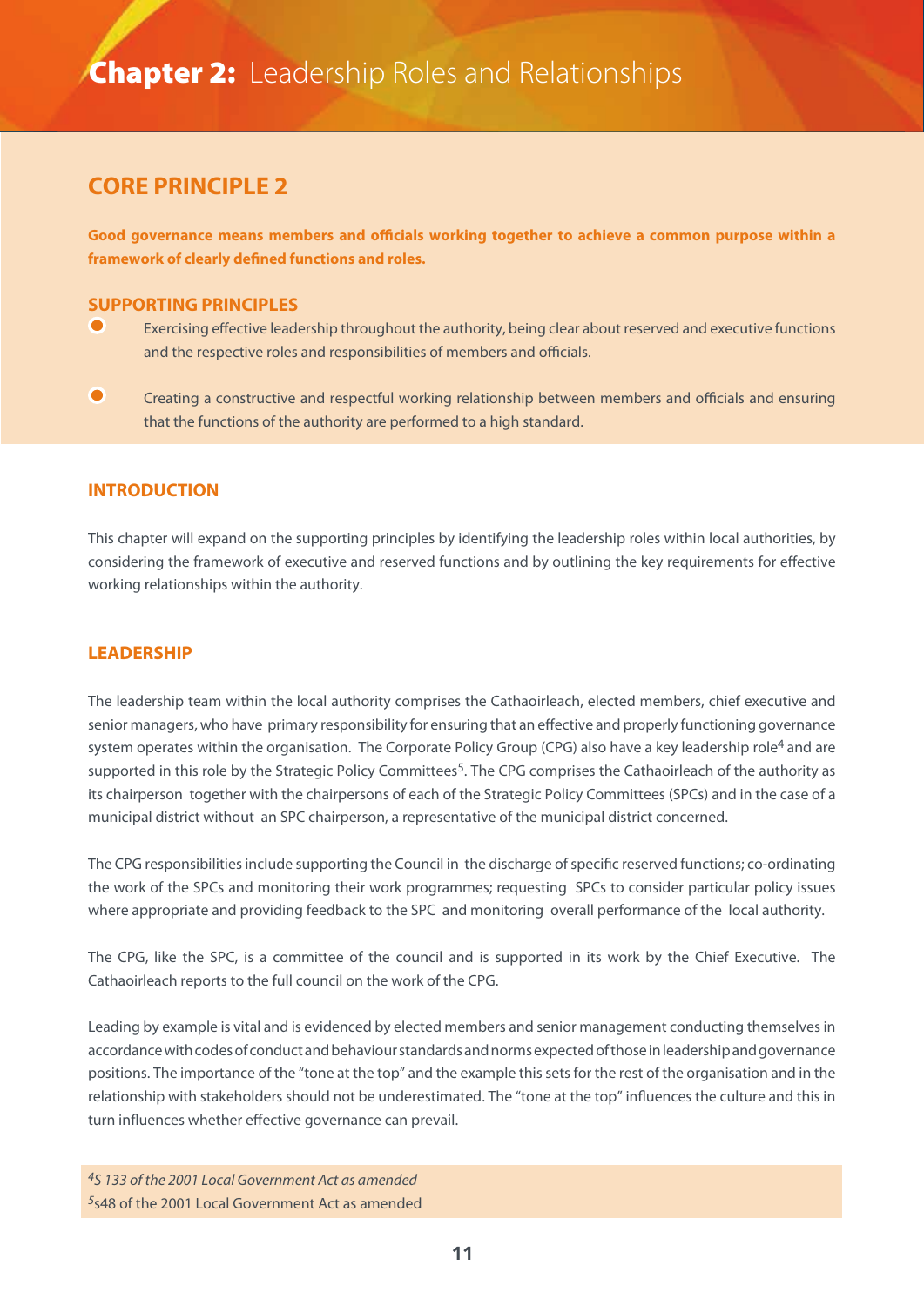# Chapter 2: Leadership Roles and Relationships

## CORE PRINCIPLE 2

**Good governance means members and officials working together to achieve a common purpose within a framework of clearly defined functions and roles.**

### SUPPORTING PRINCIPLES

- Exercising effective leadership throughout the authority, being clear about reserved and executive functions and the respective roles and responsibilities of members and officials.
- Creating a constructive and respectful working relationship between members and officials and ensuring that the functions of the authority are performed to a high standard.

## INTRODUCTION

This chapter will expand on the supporting principles by identifying the leadership roles within local authorities, by considering the framework of executive and reserved functions and by outlining the key requirements for effective working relationships within the authority.

## LEADERSHIP

The leadership team within the local authority comprises the Cathaoirleach, elected members, chief executive and senior managers, who have primary responsibility for ensuring that an effective and properly functioning governance system operates within the organisation. The Corporate Policy Group (CPG) also have a key leadership role[4] and are supported in this role by the Strategic Policy Committees[5]. The CPG comprises the Cathaoirleach of the authority as its chairperson together with the chairpersons of each of the Strategic Policy Committees (SPCs) and in the case of a municipal district without an SPC chairperson, a representative of the municipal district concerned.

The CPG responsibilities include supporting the Council in the discharge of specific reserved functions; co-ordinating the work of the SPCs and monitoring their work programmes; requesting SPCs to consider particular policy issues where appropriate and providing feedback to the SPC and monitoring overall performance of the local authority.

The CPG, like the SPC, is a committee of the council and is supported in its work by the Chief Executive. The Cathaoirleach reports to the full council on the work of the CPG.

Leading by example is vital and is evidenced by elected members and senior management conducting themselves in accordance with codes of conduct and behaviour standards and norms expected of those in leadership and governance positions. The importance of the "tone at the top" and the example this sets for the rest of the organisation and in the relationship with stakeholders should not be underestimated. The "tone at the top" influences the culture and this in turn influences whether effective governance can prevail.

[4] *S 133 of the 2001 Local Government Act as amended*
[5] s48 of the 2001 Local Government Act as amended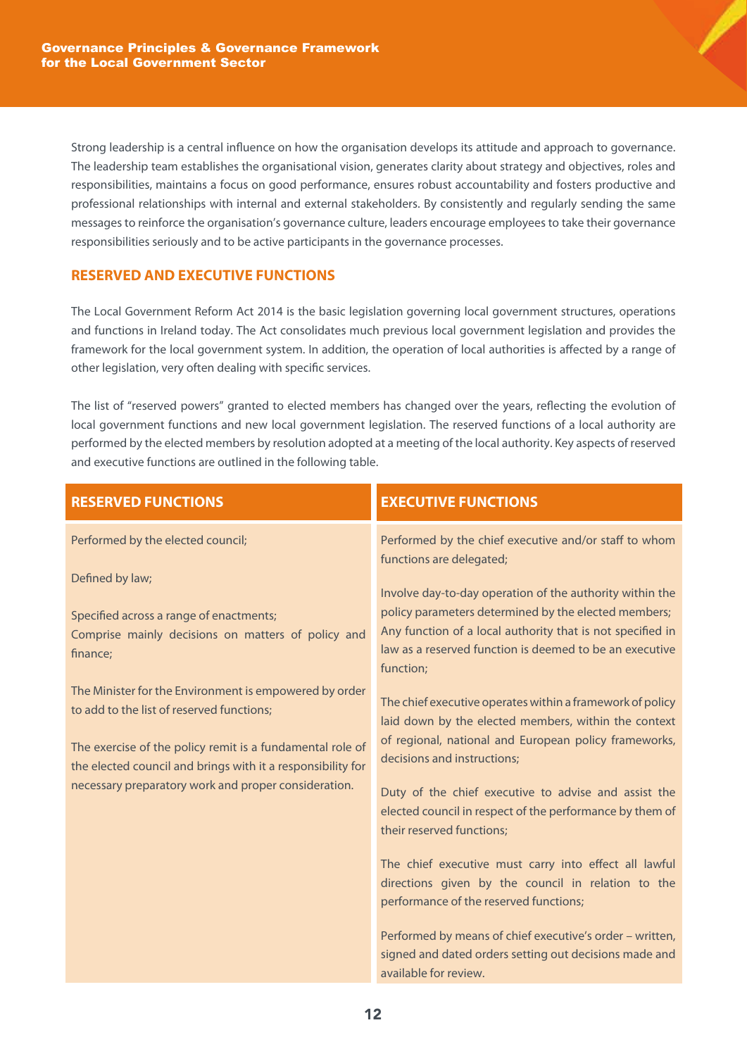Strong leadership is a central influence on how the organisation develops its attitude and approach to governance. The leadership team establishes the organisational vision, generates clarity about strategy and objectives, roles and responsibilities, maintains a focus on good performance, ensures robust accountability and fosters productive and professional relationships with internal and external stakeholders. By consistently and regularly sending the same messages to reinforce the organisation's governance culture, leaders encourage employees to take their governance responsibilities seriously and to be active participants in the governance processes.

## RESERVED AND EXECUTIVE FUNCTIONS

The Local Government Reform Act 2014 is the basic legislation governing local government structures, operations and functions in Ireland today. The Act consolidates much previous local government legislation and provides the framework for the local government system. In addition, the operation of local authorities is affected by a range of other legislation, very often dealing with specific services.

The list of "reserved powers" granted to elected members has changed over the years, reflecting the evolution of local government functions and new local government legislation. The reserved functions of a local authority are performed by the elected members by resolution adopted at a meeting of the local authority. Key aspects of reserved and executive functions are outlined in the following table.

| RESERVED FUNCTIONS | EXECUTIVE FUNCTIONS |
|---|---|
| Performed by the elected council;<br><br>Defined by law;<br><br>Specified across a range of enactments;<br>Comprise mainly decisions on matters of policy and finance;<br><br>The Minister for the Environment is empowered by order to add to the list of reserved functions;<br><br>The exercise of the policy remit is a fundamental role of the elected council and brings with it a responsibility for necessary preparatory work and proper consideration. | Performed by the chief executive and/or staff to whom functions are delegated;<br><br>Involve day-to-day operation of the authority within the policy parameters determined by the elected members;<br>Any function of a local authority that is not specified in law as a reserved function is deemed to be an executive function;<br><br>The chief executive operates within a framework of policy laid down by the elected members, within the context of regional, national and European policy frameworks, decisions and instructions;<br><br>Duty of the chief executive to advise and assist the elected council in respect of the performance by them of their reserved functions;<br><br>The chief executive must carry into effect all lawful directions given by the council in relation to the performance of the reserved functions;<br><br>Performed by means of chief executive's order – written, signed and dated orders setting out decisions made and available for review. |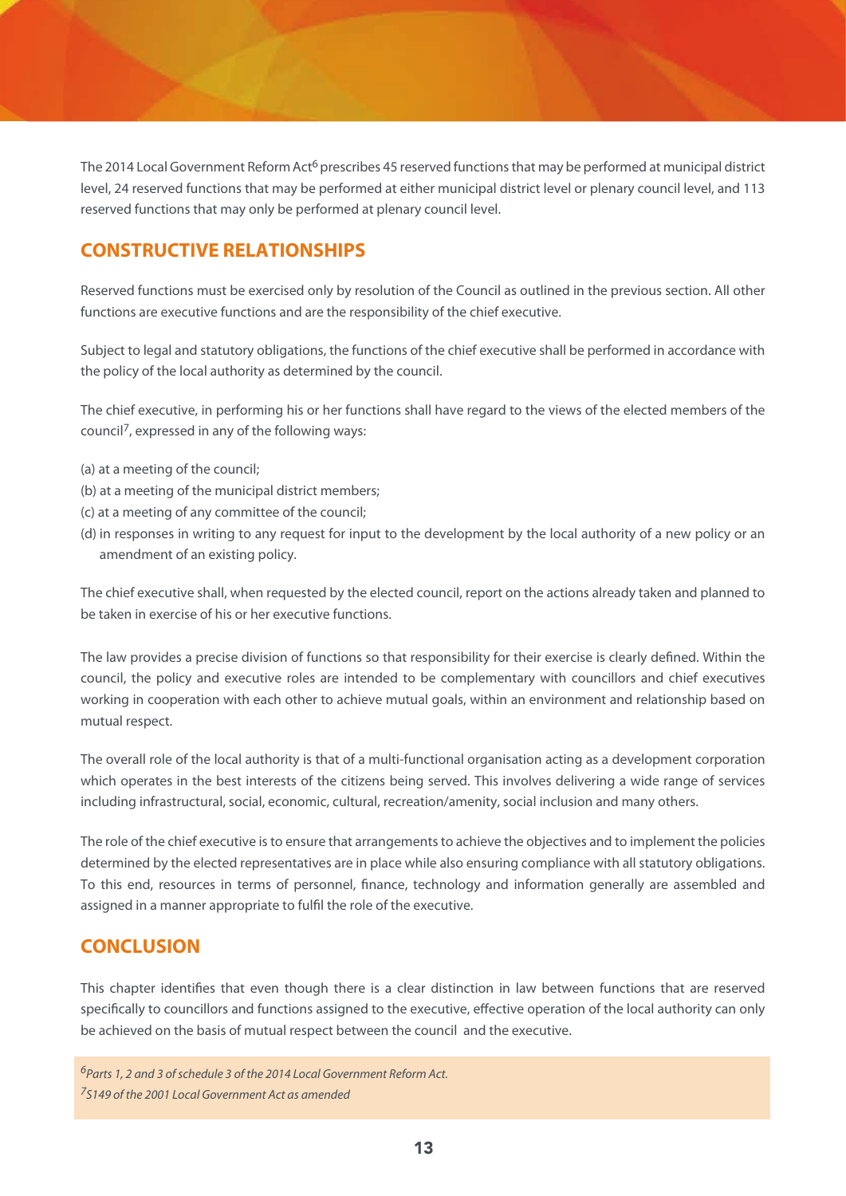The 2014 Local Government Reform Act[6] prescribes 45 reserved functions that may be performed at municipal district level, 24 reserved functions that may be performed at either municipal district level or plenary council level, and 113 reserved functions that may only be performed at plenary council level.

## CONSTRUCTIVE RELATIONSHIPS

Reserved functions must be exercised only by resolution of the Council as outlined in the previous section. All other functions are executive functions and are the responsibility of the chief executive.

Subject to legal and statutory obligations, the functions of the chief executive shall be performed in accordance with the policy of the local authority as determined by the council.

The chief executive, in performing his or her functions shall have regard to the views of the elected members of the council[7], expressed in any of the following ways:

(a) at a meeting of the council;
(b) at a meeting of the municipal district members;
(c) at a meeting of any committee of the council;
(d) in responses in writing to any request for input to the development by the local authority of a new policy or an amendment of an existing policy.

The chief executive shall, when requested by the elected council, report on the actions already taken and planned to be taken in exercise of his or her executive functions.

The law provides a precise division of functions so that responsibility for their exercise is clearly defined. Within the council, the policy and executive roles are intended to be complementary with councillors and chief executives working in cooperation with each other to achieve mutual goals, within an environment and relationship based on mutual respect.

The overall role of the local authority is that of a multi-functional organisation acting as a development corporation which operates in the best interests of the citizens being served. This involves delivering a wide range of services including infrastructural, social, economic, cultural, recreation/amenity, social inclusion and many others.

The role of the chief executive is to ensure that arrangements to achieve the objectives and to implement the policies determined by the elected representatives are in place while also ensuring compliance with all statutory obligations. To this end, resources in terms of personnel, finance, technology and information generally are assembled and assigned in a manner appropriate to fulfil the role of the executive.

## CONCLUSION

This chapter identifies that even though there is a clear distinction in law between functions that are reserved specifically to councillors and functions assigned to the executive, effective operation of the local authority can only be achieved on the basis of mutual respect between the council and the executive.

*[6] Parts 1, 2 and 3 of schedule 3 of the 2014 Local Government Reform Act.*
*[7] S149 of the 2001 Local Government Act as amended*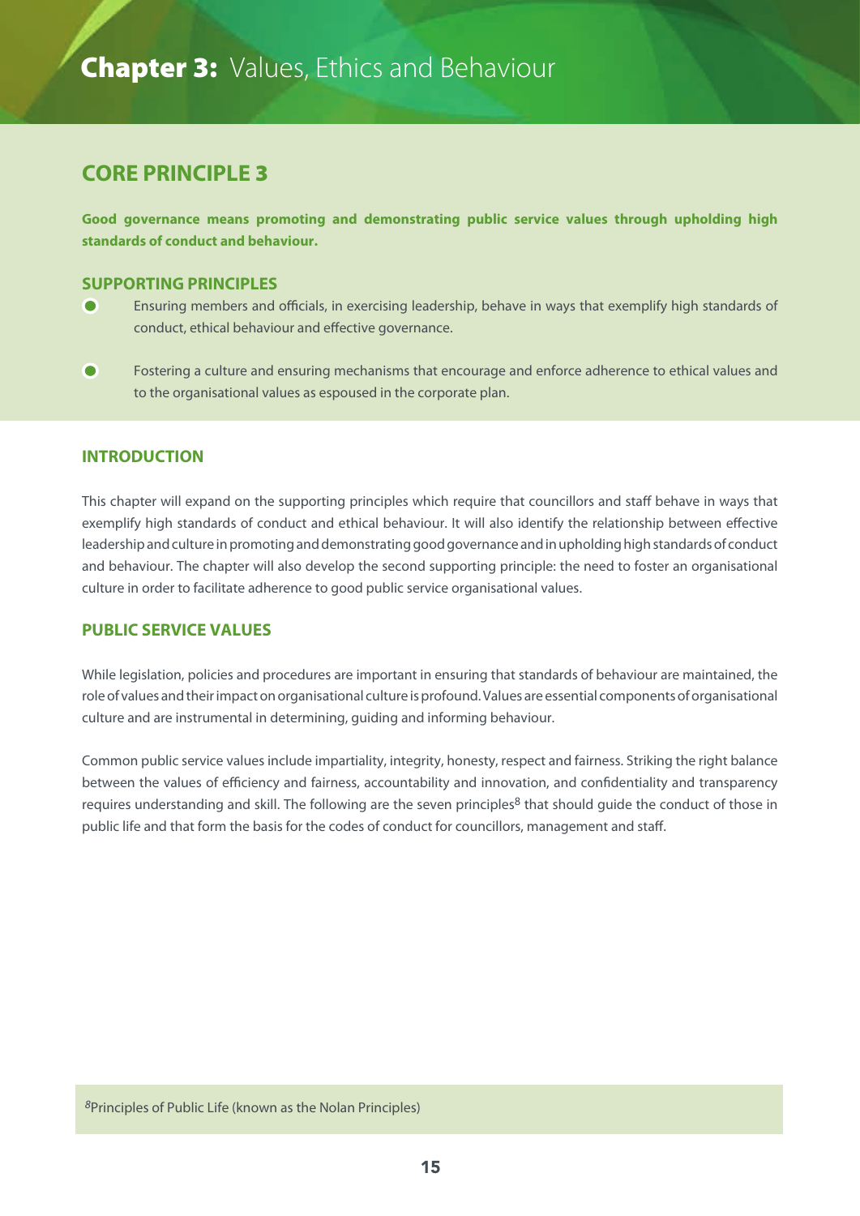# Chapter 3: Values, Ethics and Behaviour

## CORE PRINCIPLE 3

**Good governance means promoting and demonstrating public service values through upholding high standards of conduct and behaviour.**

### SUPPORTING PRINCIPLES

- Ensuring members and officials, in exercising leadership, behave in ways that exemplify high standards of conduct, ethical behaviour and effective governance.
- Fostering a culture and ensuring mechanisms that encourage and enforce adherence to ethical values and to the organisational values as espoused in the corporate plan.

### INTRODUCTION

This chapter will expand on the supporting principles which require that councillors and staff behave in ways that exemplify high standards of conduct and ethical behaviour. It will also identify the relationship between effective leadership and culture in promoting and demonstrating good governance and in upholding high standards of conduct and behaviour. The chapter will also develop the second supporting principle: the need to foster an organisational culture in order to facilitate adherence to good public service organisational values.

### PUBLIC SERVICE VALUES

While legislation, policies and procedures are important in ensuring that standards of behaviour are maintained, the role of values and their impact on organisational culture is profound. Values are essential components of organisational culture and are instrumental in determining, guiding and informing behaviour.

Common public service values include impartiality, integrity, honesty, respect and fairness. Striking the right balance between the values of efficiency and fairness, accountability and innovation, and confidentiality and transparency requires understanding and skill. The following are the seven principles[8] that should guide the conduct of those in public life and that form the basis for the codes of conduct for councillors, management and staff.

[8] Principles of Public Life (known as the Nolan Principles)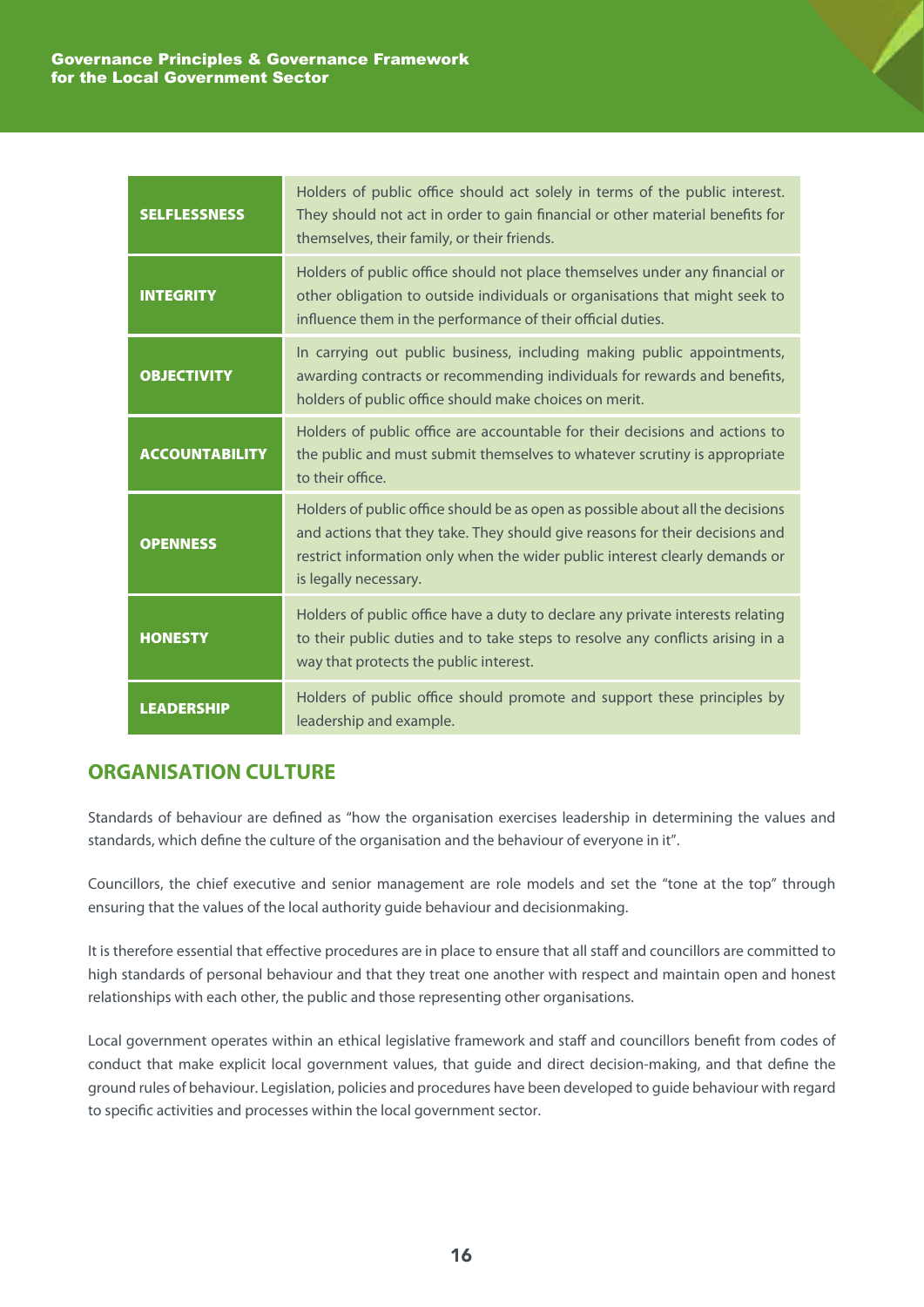| | |
|---|---|
| **SELFLESSNESS** | Holders of public office should act solely in terms of the public interest. They should not act in order to gain financial or other material benefits for themselves, their family, or their friends. |
| **INTEGRITY** | Holders of public office should not place themselves under any financial or other obligation to outside individuals or organisations that might seek to influence them in the performance of their official duties. |
| **OBJECTIVITY** | In carrying out public business, including making public appointments, awarding contracts or recommending individuals for rewards and benefits, holders of public office should make choices on merit. |
| **ACCOUNTABILITY** | Holders of public office are accountable for their decisions and actions to the public and must submit themselves to whatever scrutiny is appropriate to their office. |
| **OPENNESS** | Holders of public office should be as open as possible about all the decisions and actions that they take. They should give reasons for their decisions and restrict information only when the wider public interest clearly demands or is legally necessary. |
| **HONESTY** | Holders of public office have a duty to declare any private interests relating to their public duties and to take steps to resolve any conflicts arising in a way that protects the public interest. |
| **LEADERSHIP** | Holders of public office should promote and support these principles by leadership and example. |

## ORGANISATION CULTURE

Standards of behaviour are defined as "how the organisation exercises leadership in determining the values and standards, which define the culture of the organisation and the behaviour of everyone in it".

Councillors, the chief executive and senior management are role models and set the "tone at the top" through ensuring that the values of the local authority guide behaviour and decisionmaking.

It is therefore essential that effective procedures are in place to ensure that all staff and councillors are committed to high standards of personal behaviour and that they treat one another with respect and maintain open and honest relationships with each other, the public and those representing other organisations.

Local government operates within an ethical legislative framework and staff and councillors benefit from codes of conduct that make explicit local government values, that guide and direct decision-making, and that define the ground rules of behaviour. Legislation, policies and procedures have been developed to guide behaviour with regard to specific activities and processes within the local government sector.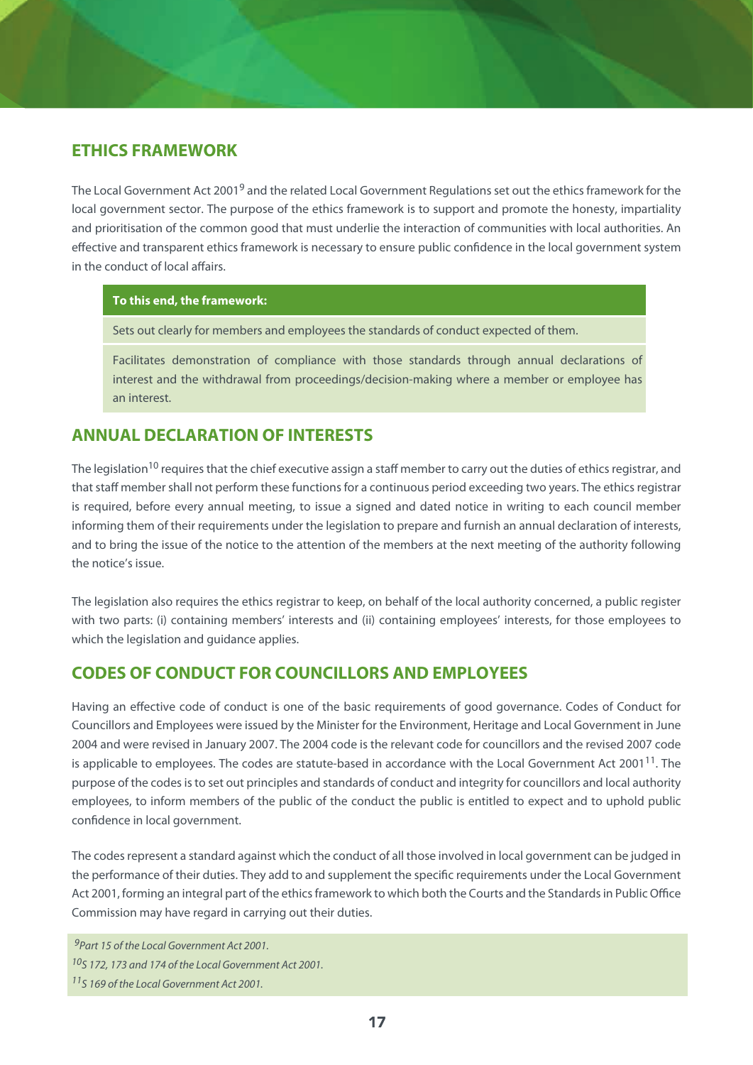## ETHICS FRAMEWORK

The Local Government Act 2001[9] and the related Local Government Regulations set out the ethics framework for the local government sector. The purpose of the ethics framework is to support and promote the honesty, impartiality and prioritisation of the common good that must underlie the interaction of communities with local authorities. An effective and transparent ethics framework is necessary to ensure public confidence in the local government system in the conduct of local affairs.

| To this end, the framework: |
|---|
| Sets out clearly for members and employees the standards of conduct expected of them. |
| Facilitates demonstration of compliance with those standards through annual declarations of interest and the withdrawal from proceedings/decision-making where a member or employee has an interest. |

## ANNUAL DECLARATION OF INTERESTS

The legislation[10] requires that the chief executive assign a staff member to carry out the duties of ethics registrar, and that staff member shall not perform these functions for a continuous period exceeding two years. The ethics registrar is required, before every annual meeting, to issue a signed and dated notice in writing to each council member informing them of their requirements under the legislation to prepare and furnish an annual declaration of interests, and to bring the issue of the notice to the attention of the members at the next meeting of the authority following the notice's issue.

The legislation also requires the ethics registrar to keep, on behalf of the local authority concerned, a public register with two parts: (i) containing members' interests and (ii) containing employees' interests, for those employees to which the legislation and guidance applies.

## CODES OF CONDUCT FOR COUNCILLORS AND EMPLOYEES

Having an effective code of conduct is one of the basic requirements of good governance. Codes of Conduct for Councillors and Employees were issued by the Minister for the Environment, Heritage and Local Government in June 2004 and were revised in January 2007. The 2004 code is the relevant code for councillors and the revised 2007 code is applicable to employees. The codes are statute-based in accordance with the Local Government Act 2001[11]. The purpose of the codes is to set out principles and standards of conduct and integrity for councillors and local authority employees, to inform members of the public of the conduct the public is entitled to expect and to uphold public confidence in local government.

The codes represent a standard against which the conduct of all those involved in local government can be judged in the performance of their duties. They add to and supplement the specific requirements under the Local Government Act 2001, forming an integral part of the ethics framework to which both the Courts and the Standards in Public Office Commission may have regard in carrying out their duties.

[9] *Part 15 of the Local Government Act 2001.*
[10] *S 172, 173 and 174 of the Local Government Act 2001.*
[11] *S 169 of the Local Government Act 2001.*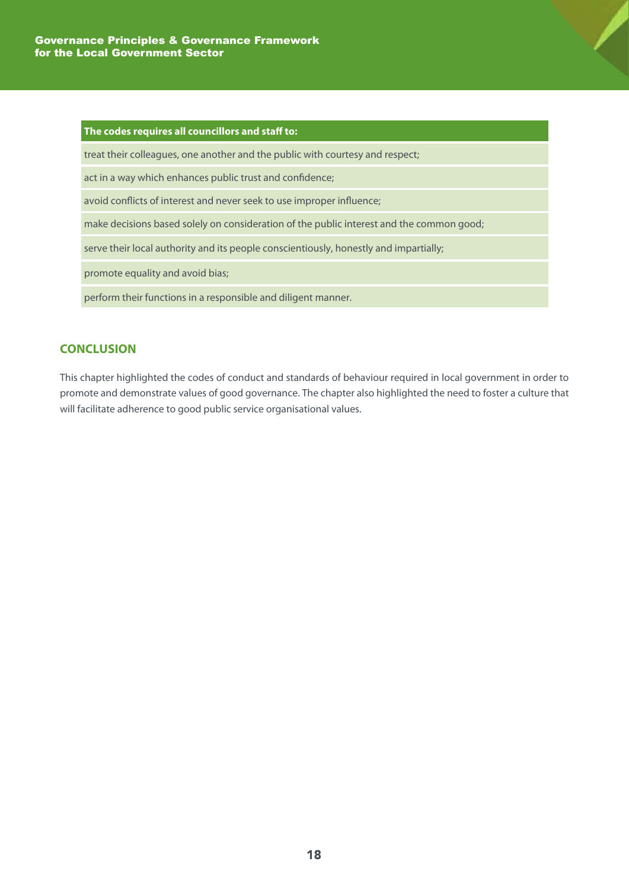| The codes requires all councillors and staff to: |
| --- |
| treat their colleagues, one another and the public with courtesy and respect; |
| act in a way which enhances public trust and confidence; |
| avoid conflicts of interest and never seek to use improper influence; |
| make decisions based solely on consideration of the public interest and the common good; |
| serve their local authority and its people conscientiously, honestly and impartially; |
| promote equality and avoid bias; |
| perform their functions in a responsible and diligent manner. |

## CONCLUSION

This chapter highlighted the codes of conduct and standards of behaviour required in local government in order to promote and demonstrate values of good governance. The chapter also highlighted the need to foster a culture that will facilitate adherence to good public service organisational values.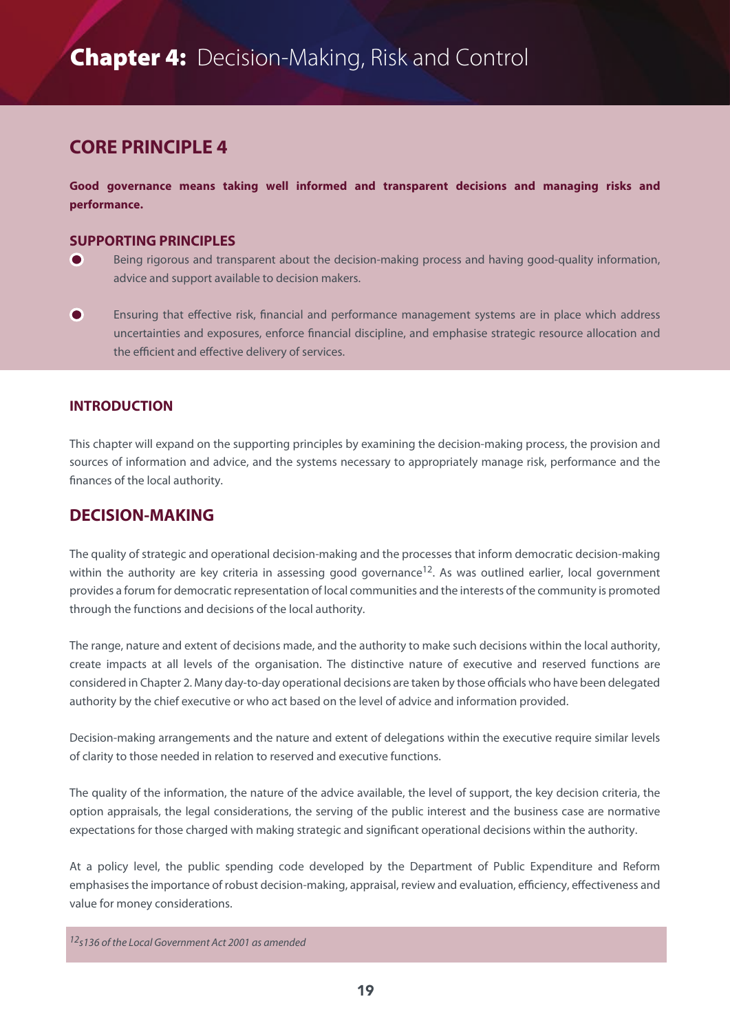# **Chapter 4:** Decision-Making, Risk and Control

## CORE PRINCIPLE 4

**Good governance means taking well informed and transparent decisions and managing risks and performance.**

### SUPPORTING PRINCIPLES

- Being rigorous and transparent about the decision-making process and having good-quality information, advice and support available to decision makers.
- Ensuring that effective risk, financial and performance management systems are in place which address uncertainties and exposures, enforce financial discipline, and emphasise strategic resource allocation and the efficient and effective delivery of services.

### INTRODUCTION

This chapter will expand on the supporting principles by examining the decision-making process, the provision and sources of information and advice, and the systems necessary to appropriately manage risk, performance and the finances of the local authority.

## DECISION-MAKING

The quality of strategic and operational decision-making and the processes that inform democratic decision-making within the authority are key criteria in assessing good governance[12]. As was outlined earlier, local government provides a forum for democratic representation of local communities and the interests of the community is promoted through the functions and decisions of the local authority.

The range, nature and extent of decisions made, and the authority to make such decisions within the local authority, create impacts at all levels of the organisation. The distinctive nature of executive and reserved functions are considered in Chapter 2. Many day-to-day operational decisions are taken by those officials who have been delegated authority by the chief executive or who act based on the level of advice and information provided.

Decision-making arrangements and the nature and extent of delegations within the executive require similar levels of clarity to those needed in relation to reserved and executive functions.

The quality of the information, the nature of the advice available, the level of support, the key decision criteria, the option appraisals, the legal considerations, the serving of the public interest and the business case are normative expectations for those charged with making strategic and significant operational decisions within the authority.

At a policy level, the public spending code developed by the Department of Public Expenditure and Reform emphasises the importance of robust decision-making, appraisal, review and evaluation, efficiency, effectiveness and value for money considerations.

*[12] s136 of the Local Government Act 2001 as amended*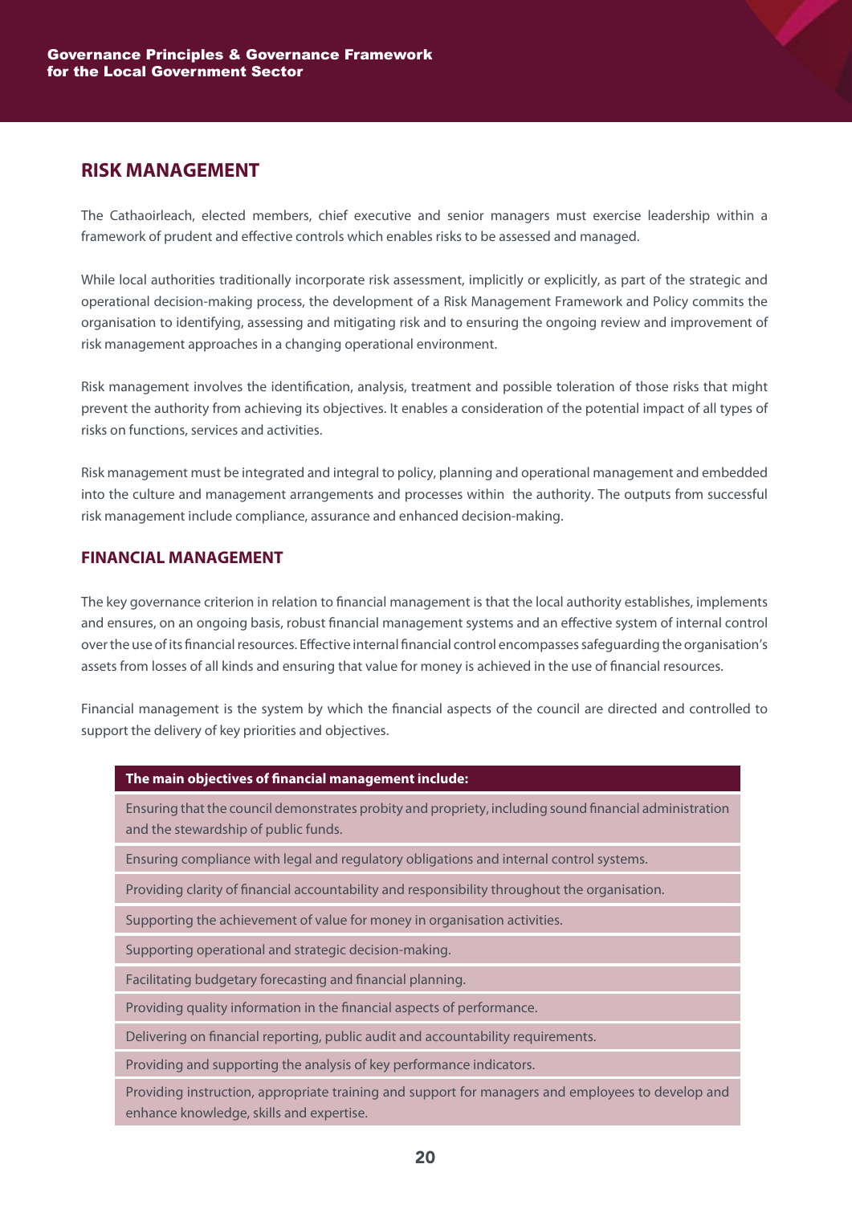## RISK MANAGEMENT

The Cathaoirleach, elected members, chief executive and senior managers must exercise leadership within a framework of prudent and effective controls which enables risks to be assessed and managed.

While local authorities traditionally incorporate risk assessment, implicitly or explicitly, as part of the strategic and operational decision-making process, the development of a Risk Management Framework and Policy commits the organisation to identifying, assessing and mitigating risk and to ensuring the ongoing review and improvement of risk management approaches in a changing operational environment.

Risk management involves the identification, analysis, treatment and possible toleration of those risks that might prevent the authority from achieving its objectives. It enables a consideration of the potential impact of all types of risks on functions, services and activities.

Risk management must be integrated and integral to policy, planning and operational management and embedded into the culture and management arrangements and processes within the authority. The outputs from successful risk management include compliance, assurance and enhanced decision-making.

### FINANCIAL MANAGEMENT

The key governance criterion in relation to financial management is that the local authority establishes, implements and ensures, on an ongoing basis, robust financial management systems and an effective system of internal control over the use of its financial resources. Effective internal financial control encompasses safeguarding the organisation's assets from losses of all kinds and ensuring that value for money is achieved in the use of financial resources.

Financial management is the system by which the financial aspects of the council are directed and controlled to support the delivery of key priorities and objectives.

| The main objectives of financial management include: |
|---|
| Ensuring that the council demonstrates probity and propriety, including sound financial administration and the stewardship of public funds. |
| Ensuring compliance with legal and regulatory obligations and internal control systems. |
| Providing clarity of financial accountability and responsibility throughout the organisation. |
| Supporting the achievement of value for money in organisation activities. |
| Supporting operational and strategic decision-making. |
| Facilitating budgetary forecasting and financial planning. |
| Providing quality information in the financial aspects of performance. |
| Delivering on financial reporting, public audit and accountability requirements. |
| Providing and supporting the analysis of key performance indicators. |
| Providing instruction, appropriate training and support for managers and employees to develop and enhance knowledge, skills and expertise. |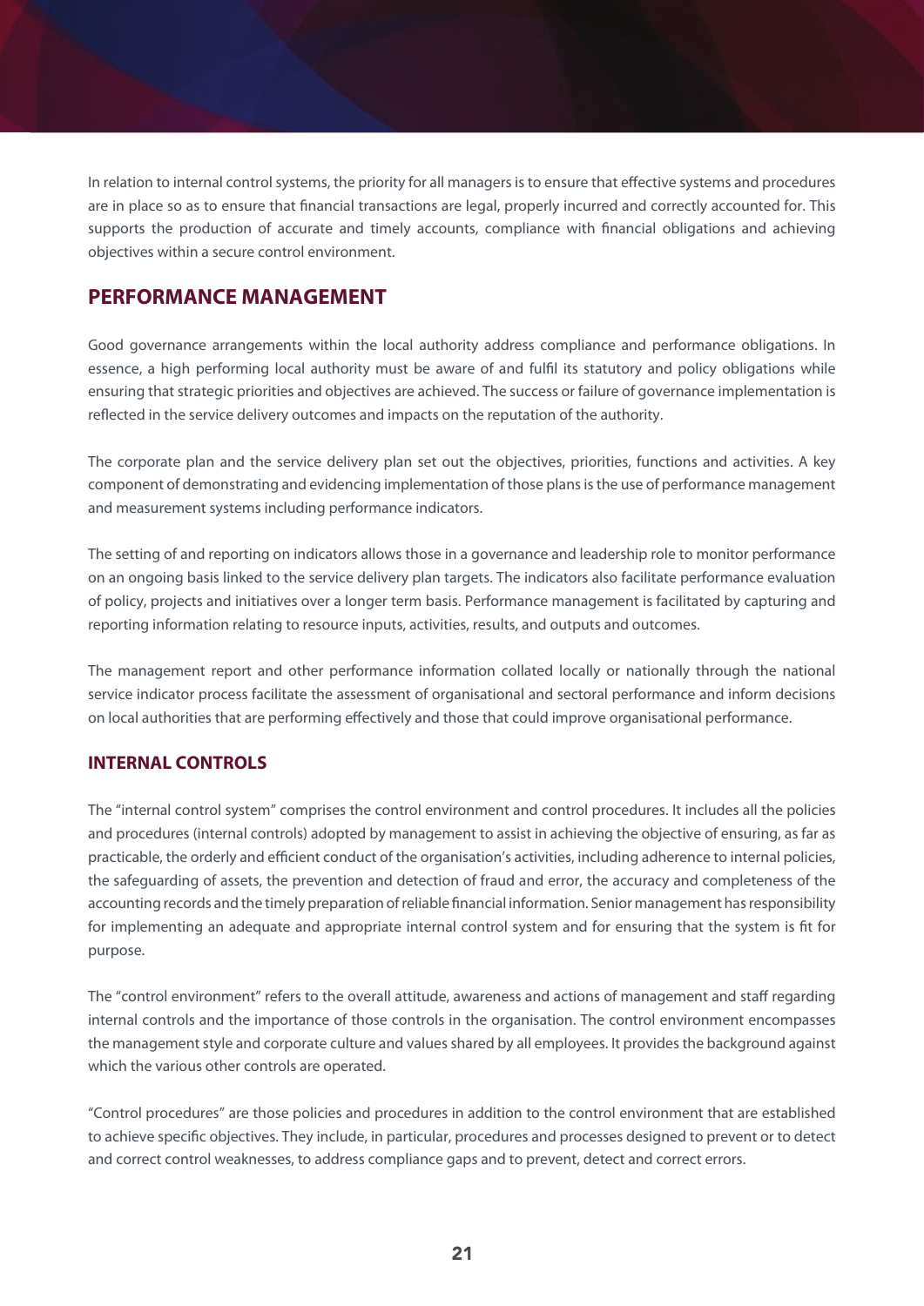In relation to internal control systems, the priority for all managers is to ensure that effective systems and procedures are in place so as to ensure that financial transactions are legal, properly incurred and correctly accounted for. This supports the production of accurate and timely accounts, compliance with financial obligations and achieving objectives within a secure control environment.

## PERFORMANCE MANAGEMENT

Good governance arrangements within the local authority address compliance and performance obligations. In essence, a high performing local authority must be aware of and fulfil its statutory and policy obligations while ensuring that strategic priorities and objectives are achieved. The success or failure of governance implementation is reflected in the service delivery outcomes and impacts on the reputation of the authority.

The corporate plan and the service delivery plan set out the objectives, priorities, functions and activities. A key component of demonstrating and evidencing implementation of those plans is the use of performance management and measurement systems including performance indicators.

The setting of and reporting on indicators allows those in a governance and leadership role to monitor performance on an ongoing basis linked to the service delivery plan targets. The indicators also facilitate performance evaluation of policy, projects and initiatives over a longer term basis. Performance management is facilitated by capturing and reporting information relating to resource inputs, activities, results, and outputs and outcomes.

The management report and other performance information collated locally or nationally through the national service indicator process facilitate the assessment of organisational and sectoral performance and inform decisions on local authorities that are performing effectively and those that could improve organisational performance.

### INTERNAL CONTROLS

The "internal control system" comprises the control environment and control procedures. It includes all the policies and procedures (internal controls) adopted by management to assist in achieving the objective of ensuring, as far as practicable, the orderly and efficient conduct of the organisation's activities, including adherence to internal policies, the safeguarding of assets, the prevention and detection of fraud and error, the accuracy and completeness of the accounting records and the timely preparation of reliable financial information. Senior management has responsibility for implementing an adequate and appropriate internal control system and for ensuring that the system is fit for purpose.

The "control environment" refers to the overall attitude, awareness and actions of management and staff regarding internal controls and the importance of those controls in the organisation. The control environment encompasses the management style and corporate culture and values shared by all employees. It provides the background against which the various other controls are operated.

"Control procedures" are those policies and procedures in addition to the control environment that are established to achieve specific objectives. They include, in particular, procedures and processes designed to prevent or to detect and correct control weaknesses, to address compliance gaps and to prevent, detect and correct errors.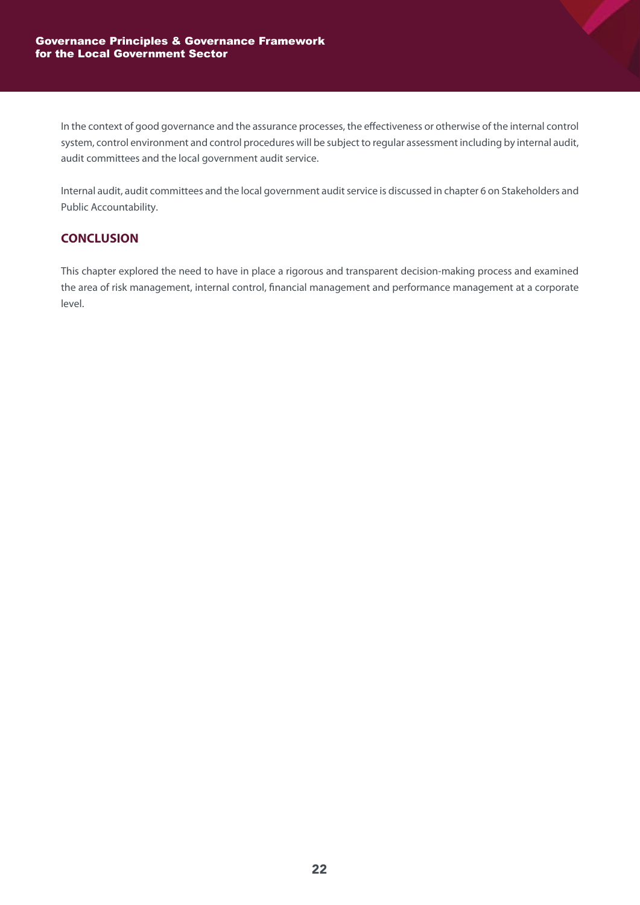In the context of good governance and the assurance processes, the effectiveness or otherwise of the internal control system, control environment and control procedures will be subject to regular assessment including by internal audit, audit committees and the local government audit service.

Internal audit, audit committees and the local government audit service is discussed in chapter 6 on Stakeholders and Public Accountability.

## CONCLUSION

This chapter explored the need to have in place a rigorous and transparent decision-making process and examined the area of risk management, internal control, financial management and performance management at a corporate level.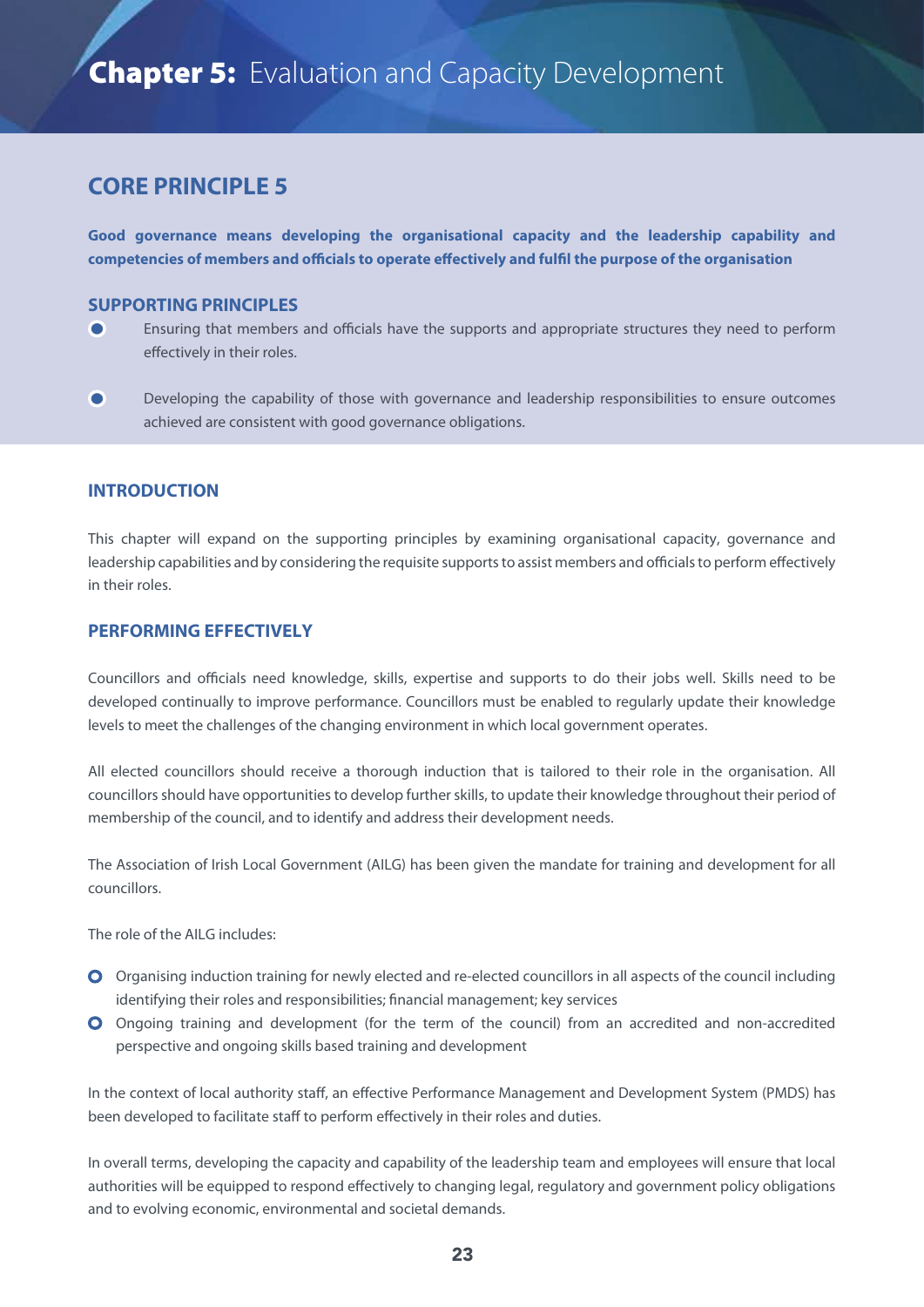# **Chapter 5:** Evaluation and Capacity Development

## CORE PRINCIPLE 5

**Good governance means developing the organisational capacity and the leadership capability and competencies of members and officials to operate effectively and fulfil the purpose of the organisation**

### SUPPORTING PRINCIPLES

- Ensuring that members and officials have the supports and appropriate structures they need to perform effectively in their roles.
- Developing the capability of those with governance and leadership responsibilities to ensure outcomes achieved are consistent with good governance obligations.

### INTRODUCTION

This chapter will expand on the supporting principles by examining organisational capacity, governance and leadership capabilities and by considering the requisite supports to assist members and officials to perform effectively in their roles.

### PERFORMING EFFECTIVELY

Councillors and officials need knowledge, skills, expertise and supports to do their jobs well. Skills need to be developed continually to improve performance. Councillors must be enabled to regularly update their knowledge levels to meet the challenges of the changing environment in which local government operates.

All elected councillors should receive a thorough induction that is tailored to their role in the organisation. All councillors should have opportunities to develop further skills, to update their knowledge throughout their period of membership of the council, and to identify and address their development needs.

The Association of Irish Local Government (AILG) has been given the mandate for training and development for all councillors.

The role of the AILG includes:

- Organising induction training for newly elected and re-elected councillors in all aspects of the council including identifying their roles and responsibilities; financial management; key services
- Ongoing training and development (for the term of the council) from an accredited and non-accredited perspective and ongoing skills based training and development

In the context of local authority staff, an effective Performance Management and Development System (PMDS) has been developed to facilitate staff to perform effectively in their roles and duties.

In overall terms, developing the capacity and capability of the leadership team and employees will ensure that local authorities will be equipped to respond effectively to changing legal, regulatory and government policy obligations and to evolving economic, environmental and societal demands.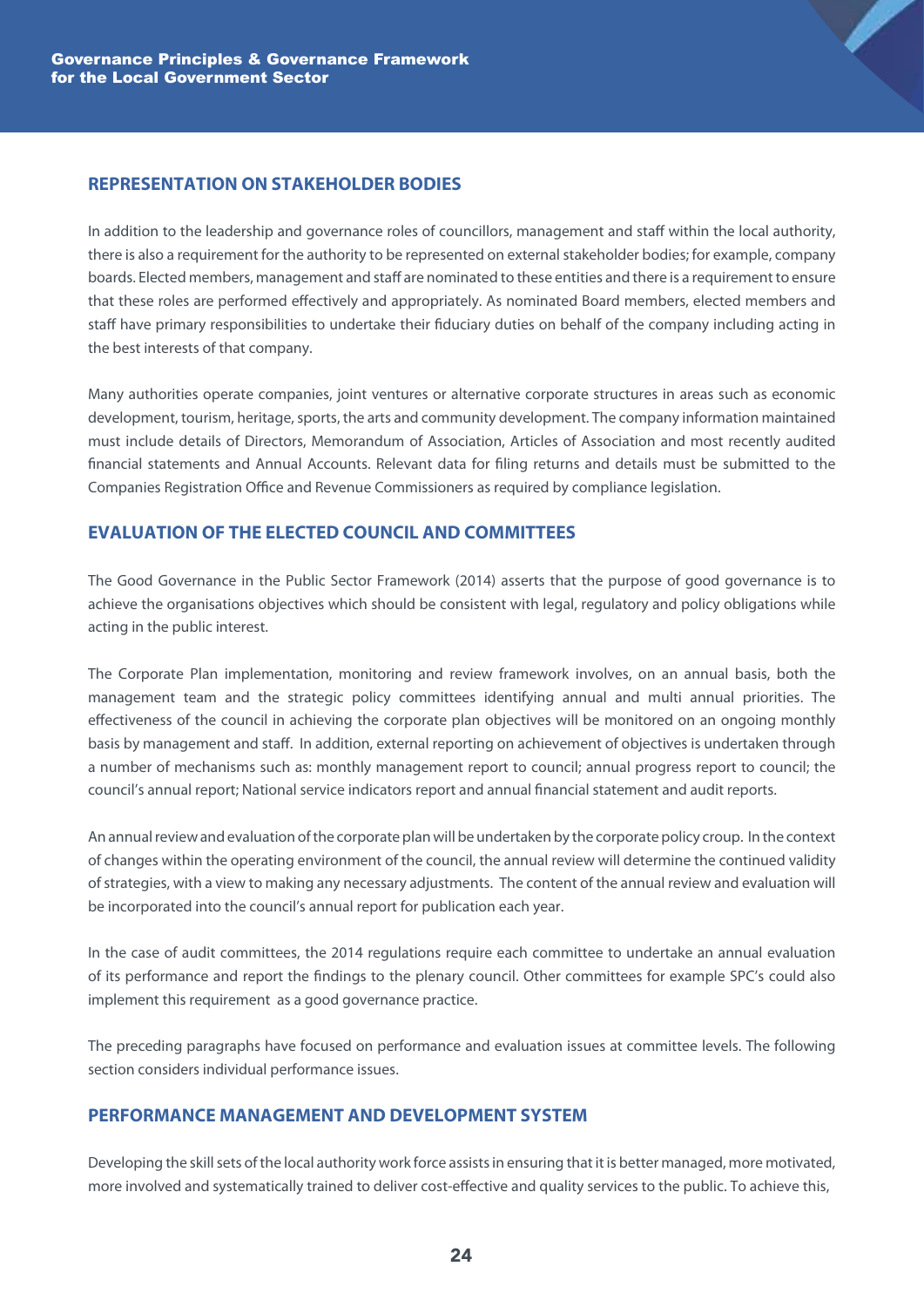## REPRESENTATION ON STAKEHOLDER BODIES

In addition to the leadership and governance roles of councillors, management and staff within the local authority, there is also a requirement for the authority to be represented on external stakeholder bodies; for example, company boards. Elected members, management and staff are nominated to these entities and there is a requirement to ensure that these roles are performed effectively and appropriately. As nominated Board members, elected members and staff have primary responsibilities to undertake their fiduciary duties on behalf of the company including acting in the best interests of that company.

Many authorities operate companies, joint ventures or alternative corporate structures in areas such as economic development, tourism, heritage, sports, the arts and community development. The company information maintained must include details of Directors, Memorandum of Association, Articles of Association and most recently audited financial statements and Annual Accounts. Relevant data for filing returns and details must be submitted to the Companies Registration Office and Revenue Commissioners as required by compliance legislation.

## EVALUATION OF THE ELECTED COUNCIL AND COMMITTEES

The Good Governance in the Public Sector Framework (2014) asserts that the purpose of good governance is to achieve the organisations objectives which should be consistent with legal, regulatory and policy obligations while acting in the public interest.

The Corporate Plan implementation, monitoring and review framework involves, on an annual basis, both the management team and the strategic policy committees identifying annual and multi annual priorities. The effectiveness of the council in achieving the corporate plan objectives will be monitored on an ongoing monthly basis by management and staff. In addition, external reporting on achievement of objectives is undertaken through a number of mechanisms such as: monthly management report to council; annual progress report to council; the council's annual report; National service indicators report and annual financial statement and audit reports.

An annual review and evaluation of the corporate plan will be undertaken by the corporate policy group. In the context of changes within the operating environment of the council, the annual review will determine the continued validity of strategies, with a view to making any necessary adjustments. The content of the annual review and evaluation will be incorporated into the council's annual report for publication each year.

In the case of audit committees, the 2014 regulations require each committee to undertake an annual evaluation of its performance and report the findings to the plenary council. Other committees for example SPC's could also implement this requirement as a good governance practice.

The preceding paragraphs have focused on performance and evaluation issues at committee levels. The following section considers individual performance issues.

## PERFORMANCE MANAGEMENT AND DEVELOPMENT SYSTEM

Developing the skill sets of the local authority work force assists in ensuring that it is better managed, more motivated, more involved and systematically trained to deliver cost-effective and quality services to the public. To achieve this,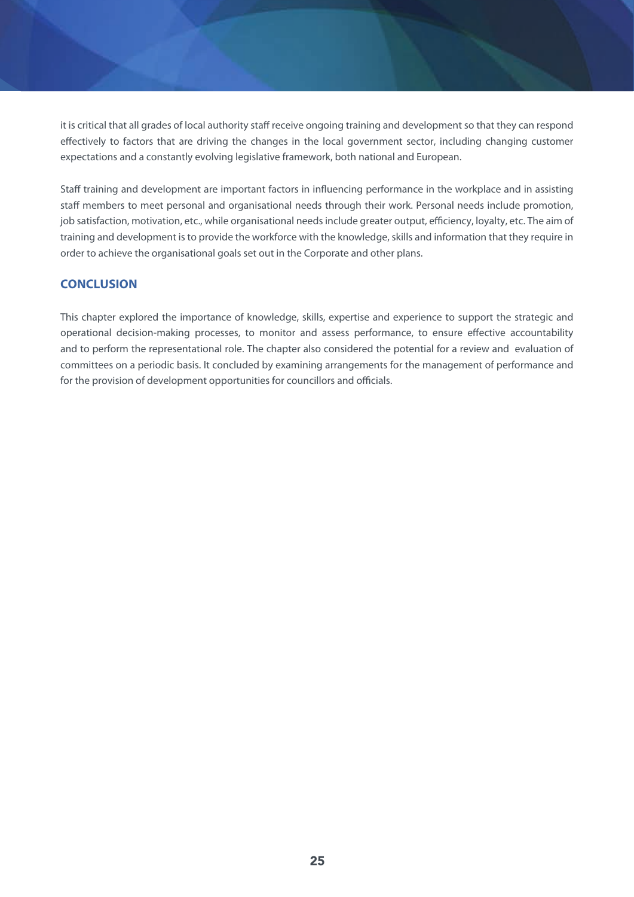it is critical that all grades of local authority staff receive ongoing training and development so that they can respond effectively to factors that are driving the changes in the local government sector, including changing customer expectations and a constantly evolving legislative framework, both national and European.

Staff training and development are important factors in influencing performance in the workplace and in assisting staff members to meet personal and organisational needs through their work. Personal needs include promotion, job satisfaction, motivation, etc., while organisational needs include greater output, efficiency, loyalty, etc. The aim of training and development is to provide the workforce with the knowledge, skills and information that they require in order to achieve the organisational goals set out in the Corporate and other plans.

## CONCLUSION

This chapter explored the importance of knowledge, skills, expertise and experience to support the strategic and operational decision-making processes, to monitor and assess performance, to ensure effective accountability and to perform the representational role. The chapter also considered the potential for a review and evaluation of committees on a periodic basis. It concluded by examining arrangements for the management of performance and for the provision of development opportunities for councillors and officials.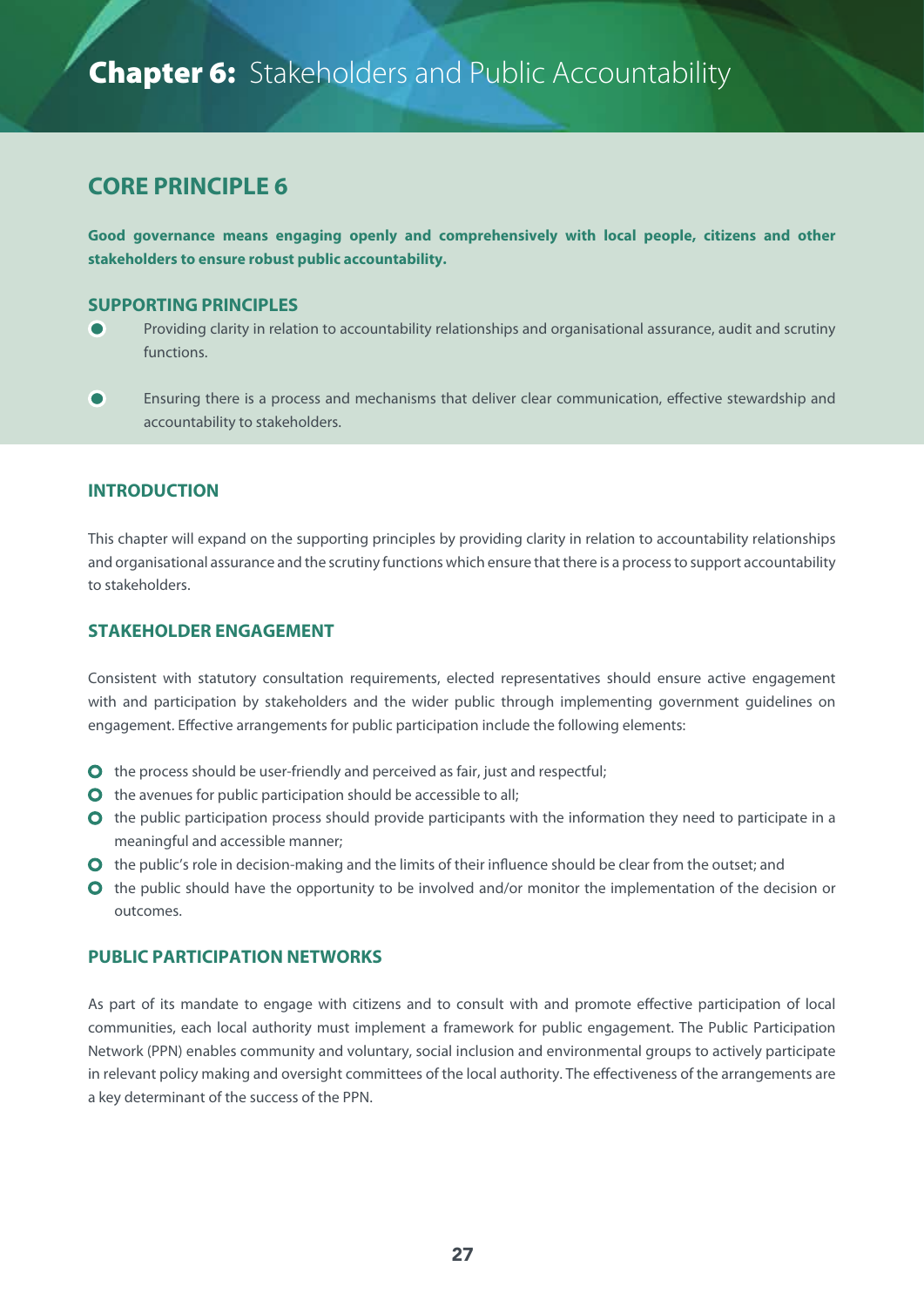# **Chapter 6:** Stakeholders and Public Accountability

## CORE PRINCIPLE 6

**Good governance means engaging openly and comprehensively with local people, citizens and other stakeholders to ensure robust public accountability.**

### SUPPORTING PRINCIPLES

- Providing clarity in relation to accountability relationships and organisational assurance, audit and scrutiny functions.
- Ensuring there is a process and mechanisms that deliver clear communication, effective stewardship and accountability to stakeholders.

### INTRODUCTION

This chapter will expand on the supporting principles by providing clarity in relation to accountability relationships and organisational assurance and the scrutiny functions which ensure that there is a process to support accountability to stakeholders.

### STAKEHOLDER ENGAGEMENT

Consistent with statutory consultation requirements, elected representatives should ensure active engagement with and participation by stakeholders and the wider public through implementing government guidelines on engagement. Effective arrangements for public participation include the following elements:

- the process should be user-friendly and perceived as fair, just and respectful;
- the avenues for public participation should be accessible to all;
- the public participation process should provide participants with the information they need to participate in a meaningful and accessible manner;
- the public's role in decision-making and the limits of their influence should be clear from the outset; and
- the public should have the opportunity to be involved and/or monitor the implementation of the decision or outcomes.

### PUBLIC PARTICIPATION NETWORKS

As part of its mandate to engage with citizens and to consult with and promote effective participation of local communities, each local authority must implement a framework for public engagement. The Public Participation Network (PPN) enables community and voluntary, social inclusion and environmental groups to actively participate in relevant policy making and oversight committees of the local authority. The effectiveness of the arrangements are a key determinant of the success of the PPN.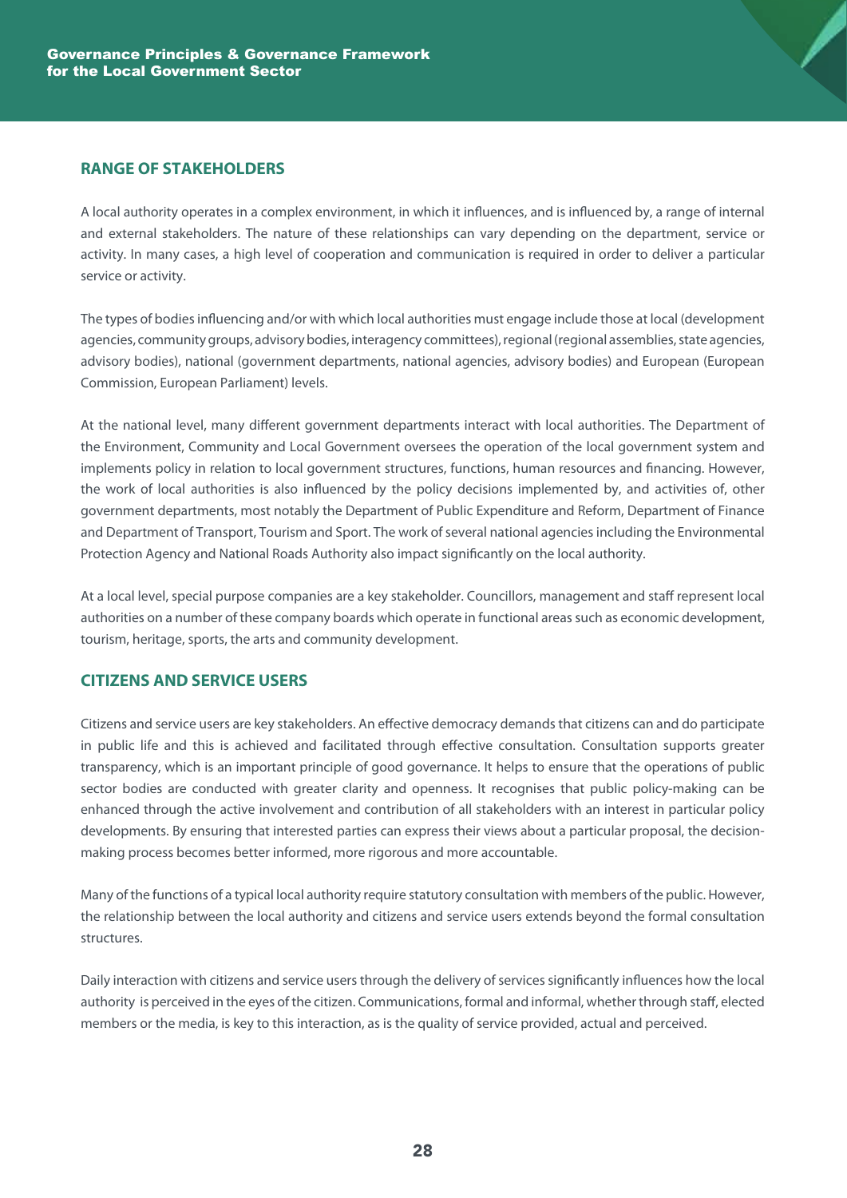## RANGE OF STAKEHOLDERS

A local authority operates in a complex environment, in which it influences, and is influenced by, a range of internal and external stakeholders. The nature of these relationships can vary depending on the department, service or activity. In many cases, a high level of cooperation and communication is required in order to deliver a particular service or activity.

The types of bodies influencing and/or with which local authorities must engage include those at local (development agencies, community groups, advisory bodies, interagency committees), regional (regional assemblies, state agencies, advisory bodies), national (government departments, national agencies, advisory bodies) and European (European Commission, European Parliament) levels.

At the national level, many different government departments interact with local authorities. The Department of the Environment, Community and Local Government oversees the operation of the local government system and implements policy in relation to local government structures, functions, human resources and financing. However, the work of local authorities is also influenced by the policy decisions implemented by, and activities of, other government departments, most notably the Department of Public Expenditure and Reform, Department of Finance and Department of Transport, Tourism and Sport. The work of several national agencies including the Environmental Protection Agency and National Roads Authority also impact significantly on the local authority.

At a local level, special purpose companies are a key stakeholder. Councillors, management and staff represent local authorities on a number of these company boards which operate in functional areas such as economic development, tourism, heritage, sports, the arts and community development.

## CITIZENS AND SERVICE USERS

Citizens and service users are key stakeholders. An effective democracy demands that citizens can and do participate in public life and this is achieved and facilitated through effective consultation. Consultation supports greater transparency, which is an important principle of good governance. It helps to ensure that the operations of public sector bodies are conducted with greater clarity and openness. It recognises that public policy-making can be enhanced through the active involvement and contribution of all stakeholders with an interest in particular policy developments. By ensuring that interested parties can express their views about a particular proposal, the decision-making process becomes better informed, more rigorous and more accountable.

Many of the functions of a typical local authority require statutory consultation with members of the public. However, the relationship between the local authority and citizens and service users extends beyond the formal consultation structures.

Daily interaction with citizens and service users through the delivery of services significantly influences how the local authority is perceived in the eyes of the citizen. Communications, formal and informal, whether through staff, elected members or the media, is key to this interaction, as is the quality of service provided, actual and perceived.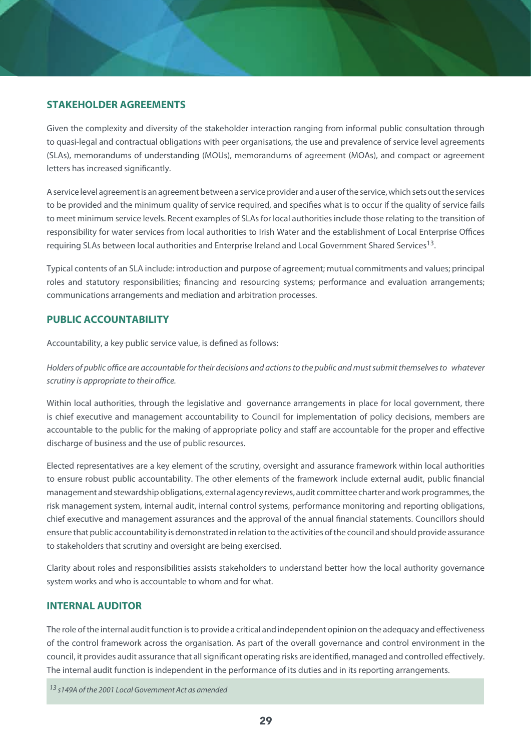## STAKEHOLDER AGREEMENTS

Given the complexity and diversity of the stakeholder interaction ranging from informal public consultation through to quasi-legal and contractual obligations with peer organisations, the use and prevalence of service level agreements (SLAs), memorandums of understanding (MOUs), memorandums of agreement (MOAs), and compact or agreement letters has increased significantly.

A service level agreement is an agreement between a service provider and a user of the service, which sets out the services to be provided and the minimum quality of service required, and specifies what is to occur if the quality of service fails to meet minimum service levels. Recent examples of SLAs for local authorities include those relating to the transition of responsibility for water services from local authorities to Irish Water and the establishment of Local Enterprise Offices requiring SLAs between local authorities and Enterprise Ireland and Local Government Shared Services[13].

Typical contents of an SLA include: introduction and purpose of agreement; mutual commitments and values; principal roles and statutory responsibilities; financing and resourcing systems; performance and evaluation arrangements; communications arrangements and mediation and arbitration processes.

## PUBLIC ACCOUNTABILITY

Accountability, a key public service value, is defined as follows:

*Holders of public office are accountable for their decisions and actions to the public and must submit themselves to whatever scrutiny is appropriate to their office.*

Within local authorities, through the legislative and governance arrangements in place for local government, there is chief executive and management accountability to Council for implementation of policy decisions, members are accountable to the public for the making of appropriate policy and staff are accountable for the proper and effective discharge of business and the use of public resources.

Elected representatives are a key element of the scrutiny, oversight and assurance framework within local authorities to ensure robust public accountability. The other elements of the framework include external audit, public financial management and stewardship obligations, external agency reviews, audit committee charter and work programmes, the risk management system, internal audit, internal control systems, performance monitoring and reporting obligations, chief executive and management assurances and the approval of the annual financial statements. Councillors should ensure that public accountability is demonstrated in relation to the activities of the council and should provide assurance to stakeholders that scrutiny and oversight are being exercised.

Clarity about roles and responsibilities assists stakeholders to understand better how the local authority governance system works and who is accountable to whom and for what.

## INTERNAL AUDITOR

The role of the internal audit function is to provide a critical and independent opinion on the adequacy and effectiveness of the control framework across the organisation. As part of the overall governance and control environment in the council, it provides audit assurance that all significant operating risks are identified, managed and controlled effectively. The internal audit function is independent in the performance of its duties and in its reporting arrangements.

[13] *s149A of the 2001 Local Government Act as amended*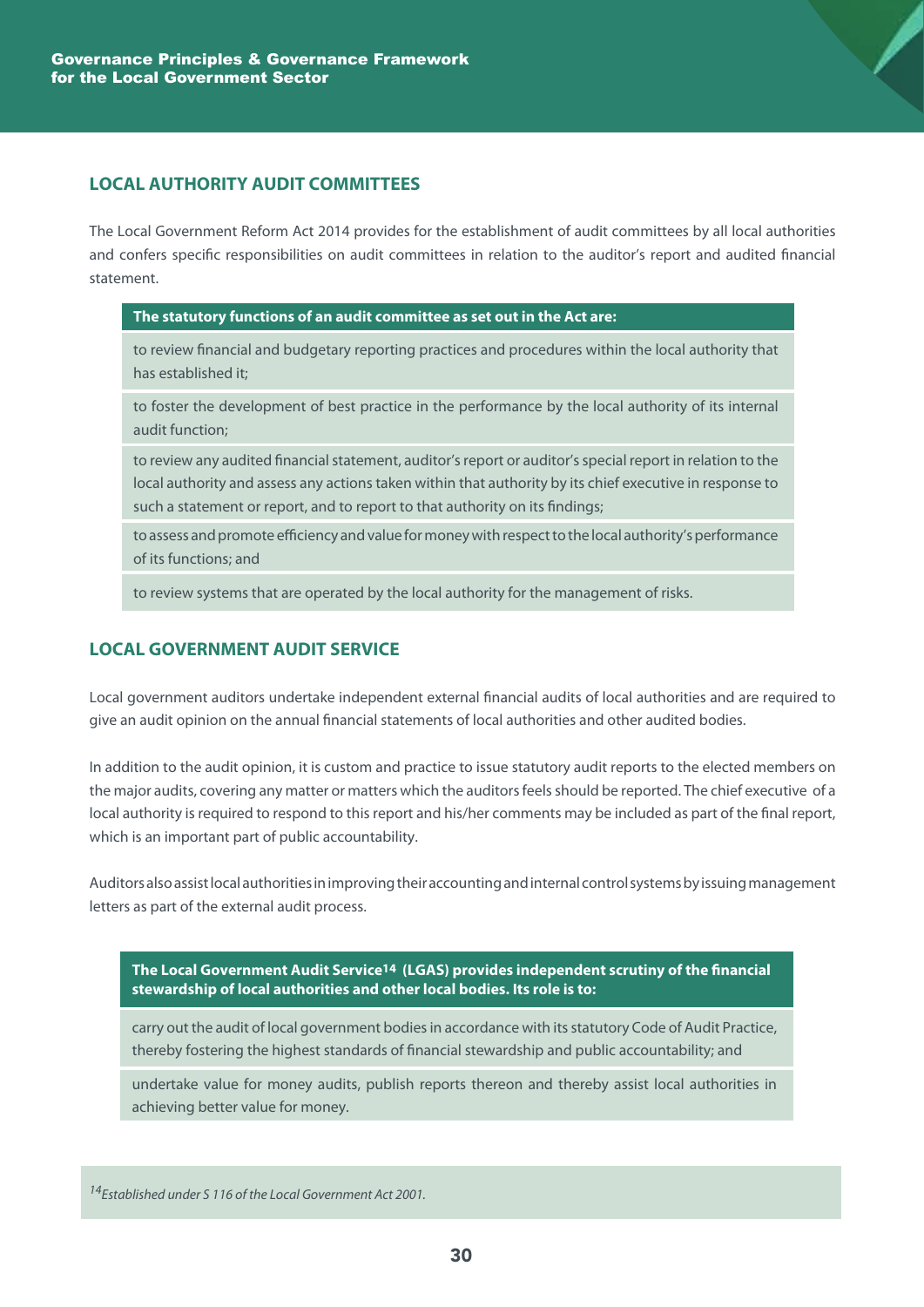## LOCAL AUTHORITY AUDIT COMMITTEES

The Local Government Reform Act 2014 provides for the establishment of audit committees by all local authorities and confers specific responsibilities on audit committees in relation to the auditor's report and audited financial statement.

| The statutory functions of an audit committee as set out in the Act are: |
|---|
| to review financial and budgetary reporting practices and procedures within the local authority that has established it; |
| to foster the development of best practice in the performance by the local authority of its internal audit function; |
| to review any audited financial statement, auditor's report or auditor's special report in relation to the local authority and assess any actions taken within that authority by its chief executive in response to such a statement or report, and to report to that authority on its findings; |
| to assess and promote efficiency and value for money with respect to the local authority's performance of its functions; and |
| to review systems that are operated by the local authority for the management of risks. |

## LOCAL GOVERNMENT AUDIT SERVICE

Local government auditors undertake independent external financial audits of local authorities and are required to give an audit opinion on the annual financial statements of local authorities and other audited bodies.

In addition to the audit opinion, it is custom and practice to issue statutory audit reports to the elected members on the major audits, covering any matter or matters which the auditors feels should be reported. The chief executive of a local authority is required to respond to this report and his/her comments may be included as part of the final report, which is an important part of public accountability.

Auditors also assist local authorities in improving their accounting and internal control systems by issuing management letters as part of the external audit process.

| The Local Government Audit Service[14] (LGAS) provides independent scrutiny of the financial stewardship of local authorities and other local bodies. Its role is to: |
|---|
| carry out the audit of local government bodies in accordance with its statutory Code of Audit Practice, thereby fostering the highest standards of financial stewardship and public accountability; and |
| undertake value for money audits, publish reports thereon and thereby assist local authorities in achieving better value for money. |

[14]*Established under S 116 of the Local Government Act 2001.*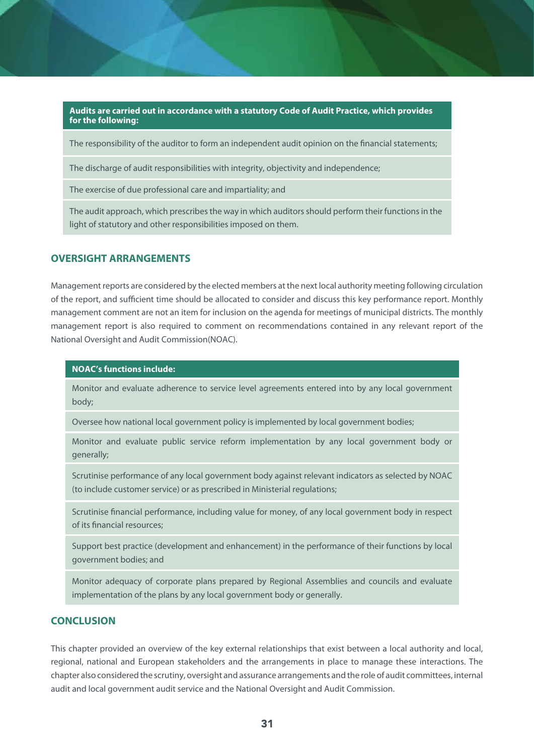| Audits are carried out in accordance with a statutory Code of Audit Practice, which provides for the following: |
| --- |
| The responsibility of the auditor to form an independent audit opinion on the financial statements; |
| The discharge of audit responsibilities with integrity, objectivity and independence; |
| The exercise of due professional care and impartiality; and |
| The audit approach, which prescribes the way in which auditors should perform their functions in the light of statutory and other responsibilities imposed on them. |

## OVERSIGHT ARRANGEMENTS

Management reports are considered by the elected members at the next local authority meeting following circulation of the report, and sufficient time should be allocated to consider and discuss this key performance report. Monthly management comment are not an item for inclusion on the agenda for meetings of municipal districts. The monthly management report is also required to comment on recommendations contained in any relevant report of the National Oversight and Audit Commission(NOAC).

| NOAC's functions include: |
| --- |
| Monitor and evaluate adherence to service level agreements entered into by any local government body; |
| Oversee how national local government policy is implemented by local government bodies; |
| Monitor and evaluate public service reform implementation by any local government body or generally; |
| Scrutinise performance of any local government body against relevant indicators as selected by NOAC (to include customer service) or as prescribed in Ministerial regulations; |
| Scrutinise financial performance, including value for money, of any local government body in respect of its financial resources; |
| Support best practice (development and enhancement) in the performance of their functions by local government bodies; and |
| Monitor adequacy of corporate plans prepared by Regional Assemblies and councils and evaluate implementation of the plans by any local government body or generally. |

## CONCLUSION

This chapter provided an overview of the key external relationships that exist between a local authority and local, regional, national and European stakeholders and the arrangements in place to manage these interactions. The chapter also considered the scrutiny, oversight and assurance arrangements and the role of audit committees, internal audit and local government audit service and the National Oversight and Audit Commission.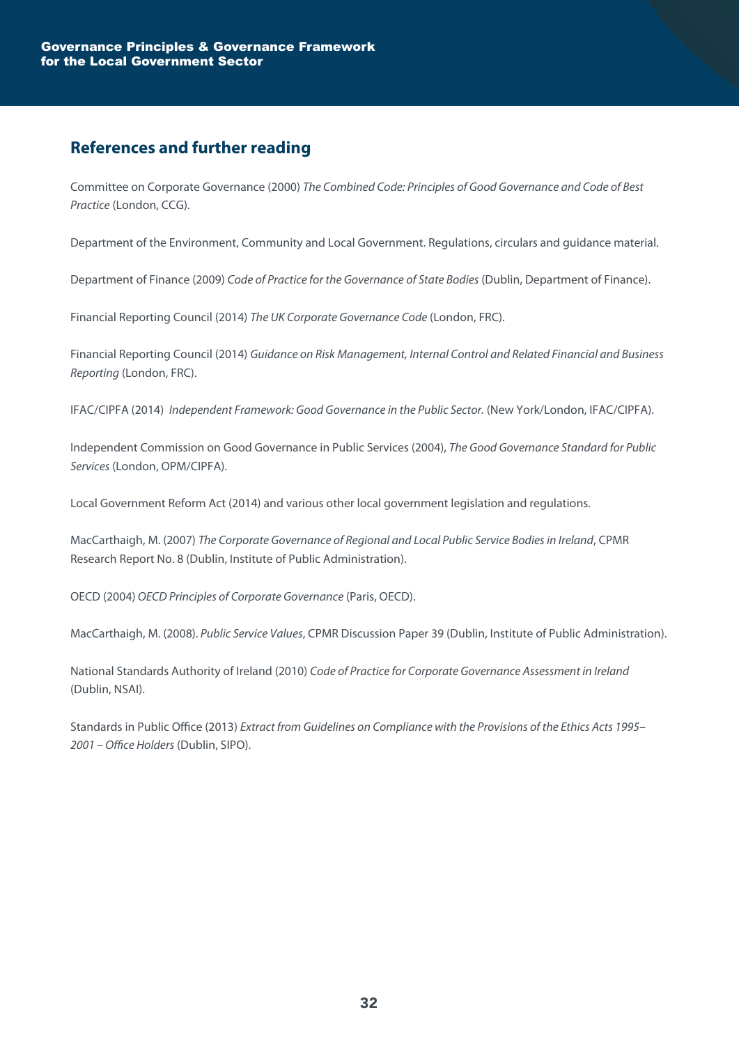## References and further reading

Committee on Corporate Governance (2000) *The Combined Code: Principles of Good Governance and Code of Best Practice* (London, CCG).

Department of the Environment, Community and Local Government. Regulations, circulars and guidance material.

Department of Finance (2009) *Code of Practice for the Governance of State Bodies* (Dublin, Department of Finance).

Financial Reporting Council (2014) *The UK Corporate Governance Code* (London, FRC).

Financial Reporting Council (2014) *Guidance on Risk Management, Internal Control and Related Financial and Business Reporting* (London, FRC).

IFAC/CIPFA (2014) *Independent Framework: Good Governance in the Public Sector.* (New York/London, IFAC/CIPFA).

Independent Commission on Good Governance in Public Services (2004), *The Good Governance Standard for Public Services* (London, OPM/CIPFA).

Local Government Reform Act (2014) and various other local government legislation and regulations.

MacCarthaigh, M. (2007) *The Corporate Governance of Regional and Local Public Service Bodies in Ireland*, CPMR Research Report No. 8 (Dublin, Institute of Public Administration).

OECD (2004) *OECD Principles of Corporate Governance* (Paris, OECD).

MacCarthaigh, M. (2008). *Public Service Values*, CPMR Discussion Paper 39 (Dublin, Institute of Public Administration).

National Standards Authority of Ireland (2010) *Code of Practice for Corporate Governance Assessment in Ireland* (Dublin, NSAI).

Standards in Public Office (2013) *Extract from Guidelines on Compliance with the Provisions of the Ethics Acts 1995–2001 – Office Holders* (Dublin, SIPO).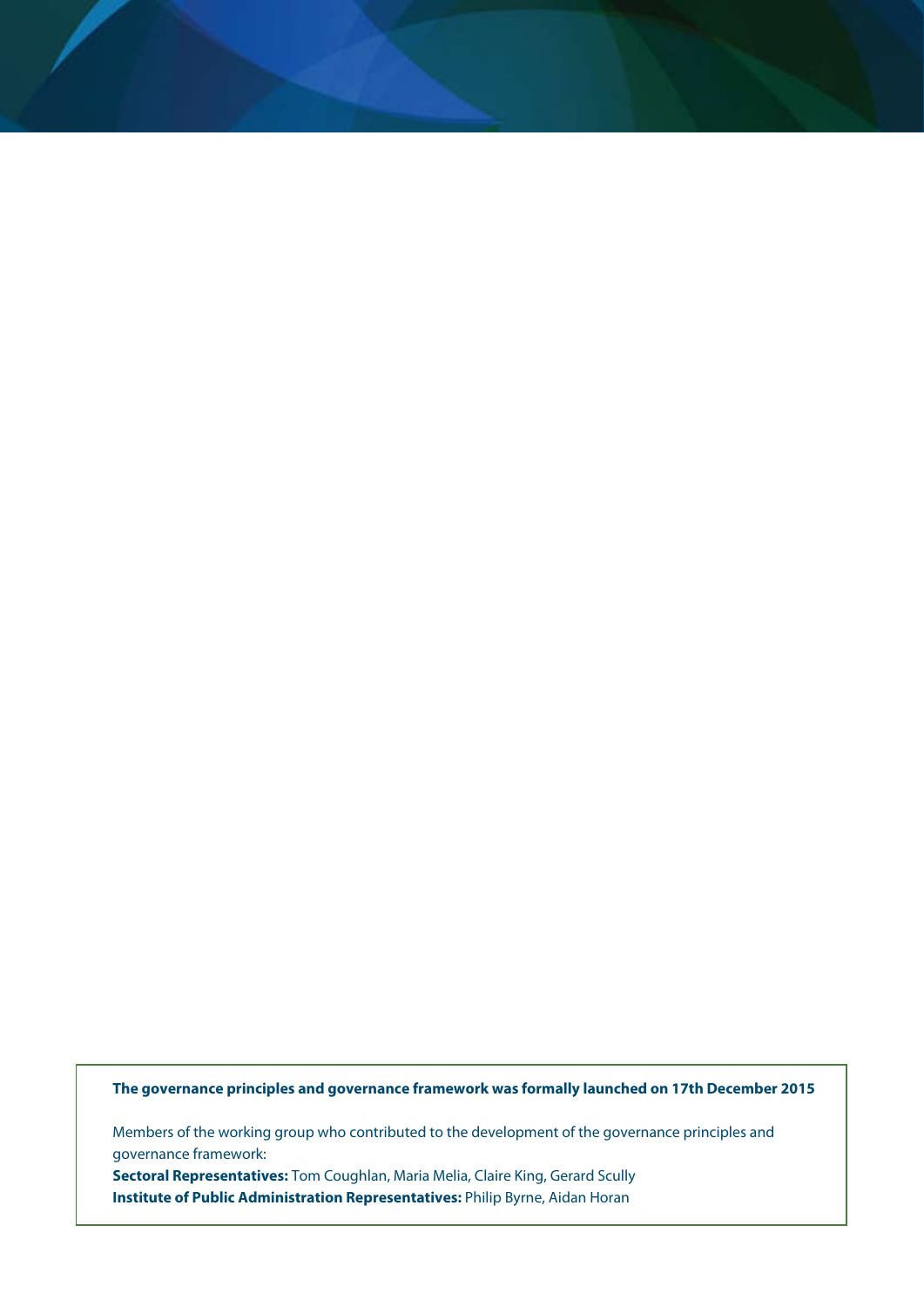**The governance principles and governance framework was formally launched on 17th December 2015**

Members of the working group who contributed to the development of the governance principles and governance framework:

**Sectoral Representatives:** Tom Coughlan, Maria Melia, Claire King, Gerard Scully

**Institute of Public Administration Representatives:** Philip Byrne, Aidan Horan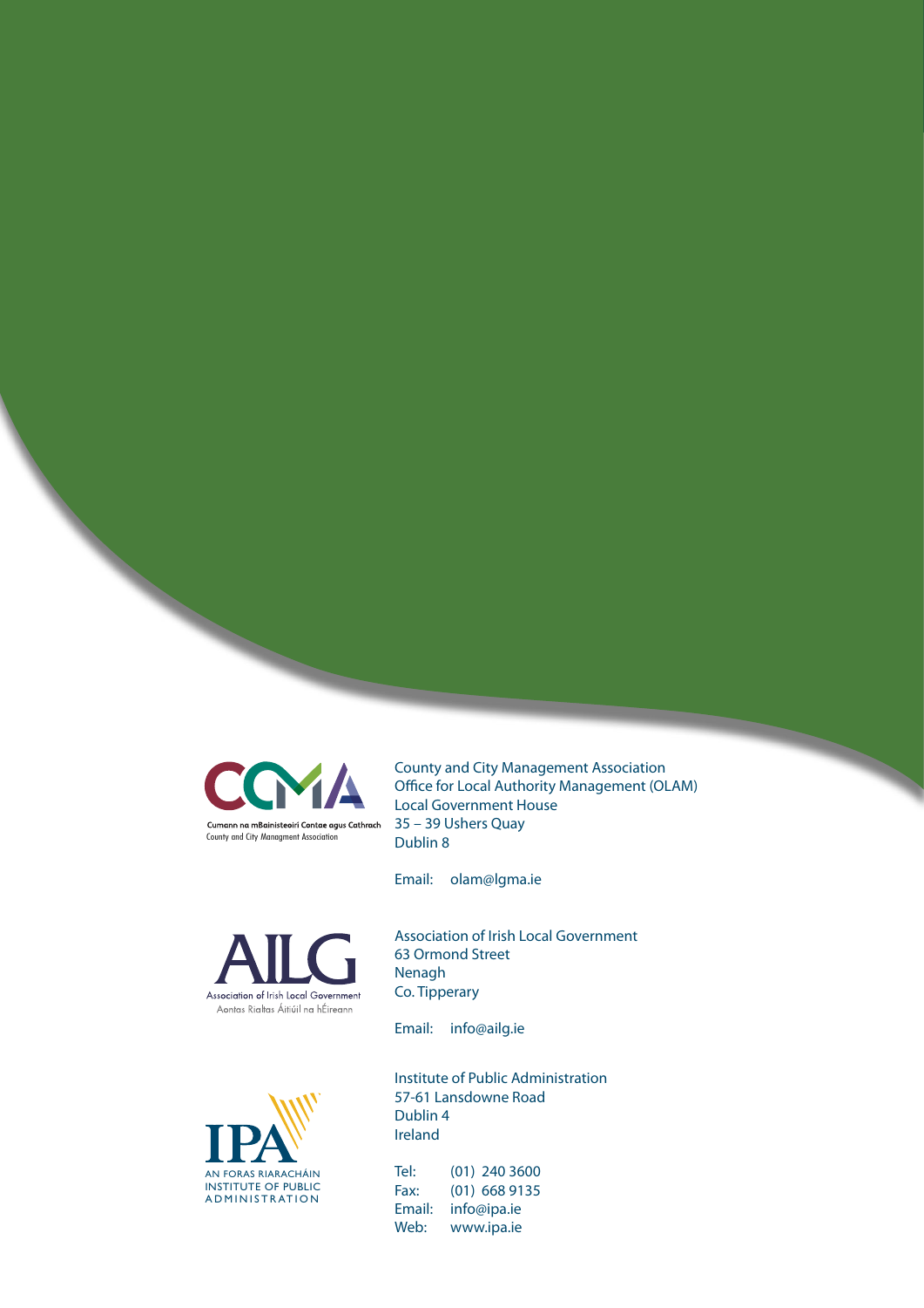Cumann na mBainisteoirí Contae agus Cathrach
County and City Managment Association

County and City Management Association
Office for Local Authority Management (OLAM)
Local Government House
35 – 39 Ushers Quay
Dublin 8

Email: olam@lgma.ie

Association of Irish Local Government
Aontas Rialtas Áitiúil na hÉireann

Association of Irish Local Government
63 Ormond Street
Nenagh
Co. Tipperary

Email: info@ailg.ie

AN FORAS RIARACHÁIN
INSTITUTE OF PUBLIC ADMINISTRATION

Institute of Public Administration
57-61 Lansdowne Road
Dublin 4
Ireland

Tel: (01) 240 3600
Fax: (01) 668 9135
Email: info@ipa.ie
Web: www.ipa.ie